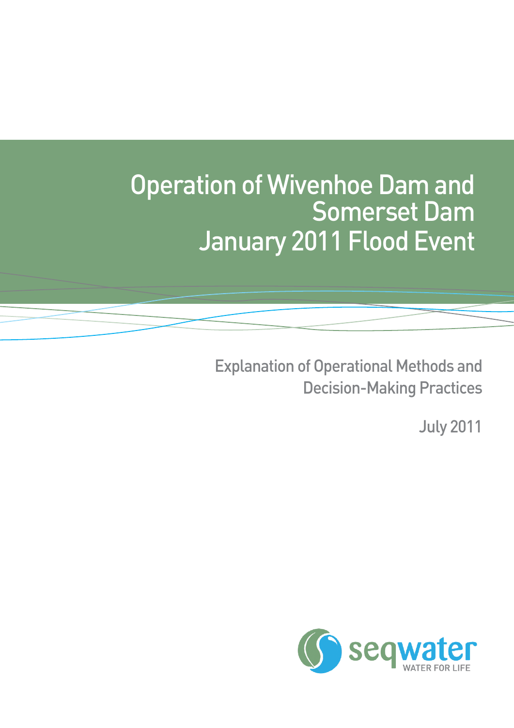# Operation of Wivenhoe Dam and Somerset Dam January 2011 Flood Event

## Explanation of Operational Methods and Decision-Making Practices

July 2011

seqwater

WATER FOR LIFE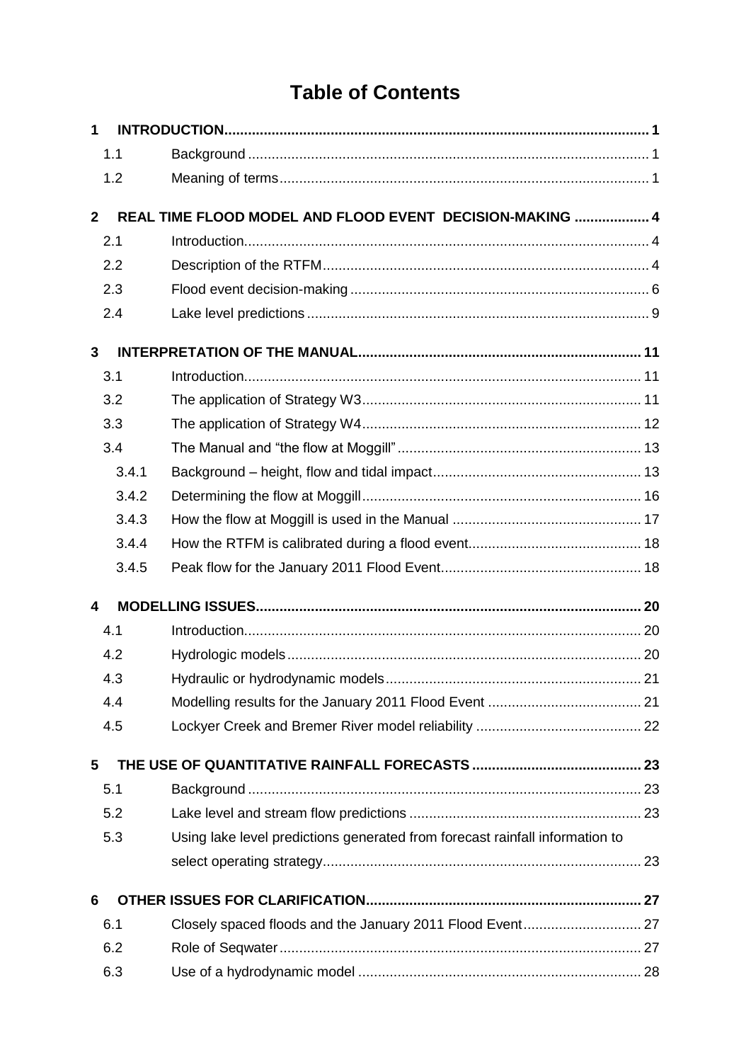# Table of Contents

| | | |
|---|---|---|
| **1** | **INTRODUCTION** | **1** |
| 1.1 | Background | 1 |
| 1.2 | Meaning of terms | 1 |
| **2** | **REAL TIME FLOOD MODEL AND FLOOD EVENT DECISION-MAKING** | **4** |
| 2.1 | Introduction | 4 |
| 2.2 | Description of the RTFM | 4 |
| 2.3 | Flood event decision-making | 6 |
| 2.4 | Lake level predictions | 9 |
| **3** | **INTERPRETATION OF THE MANUAL** | **11** |
| 3.1 | Introduction | 11 |
| 3.2 | The application of Strategy W3 | 11 |
| 3.3 | The application of Strategy W4 | 12 |
| 3.4 | The Manual and "the flow at Moggill" | 13 |
| 3.4.1 | Background – height, flow and tidal impact | 13 |
| 3.4.2 | Determining the flow at Moggill | 16 |
| 3.4.3 | How the flow at Moggill is used in the Manual | 17 |
| 3.4.4 | How the RTFM is calibrated during a flood event | 18 |
| 3.4.5 | Peak flow for the January 2011 Flood Event | 18 |
| **4** | **MODELLING ISSUES** | **20** |
| 4.1 | Introduction | 20 |
| 4.2 | Hydrologic models | 20 |
| 4.3 | Hydraulic or hydrodynamic models | 21 |
| 4.4 | Modelling results for the January 2011 Flood Event | 21 |
| 4.5 | Lockyer Creek and Bremer River model reliability | 22 |
| **5** | **THE USE OF QUANTITATIVE RAINFALL FORECASTS** | **23** |
| 5.1 | Background | 23 |
| 5.2 | Lake level and stream flow predictions | 23 |
| 5.3 | Using lake level predictions generated from forecast rainfall information to select operating strategy | 23 |
| **6** | **OTHER ISSUES FOR CLARIFICATION** | **27** |
| 6.1 | Closely spaced floods and the January 2011 Flood Event | 27 |
| 6.2 | Role of Seqwater | 27 |
| 6.3 | Use of a hydrodynamic model | 28 |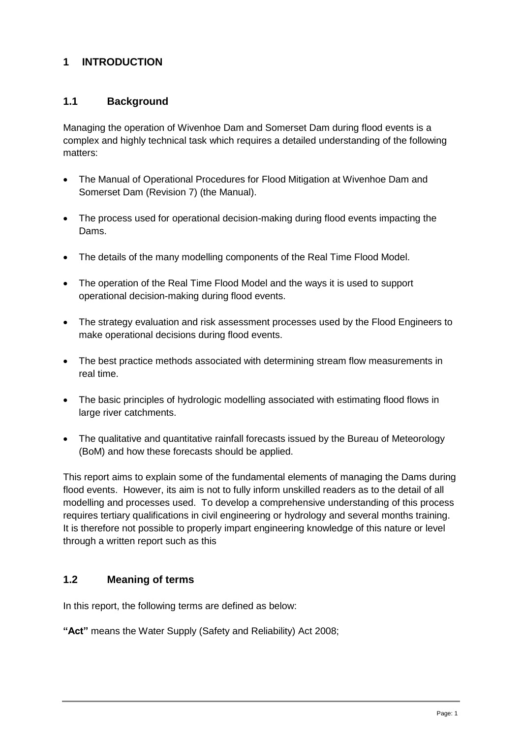# 1 INTRODUCTION

## 1.1 Background

Managing the operation of Wivenhoe Dam and Somerset Dam during flood events is a complex and highly technical task which requires a detailed understanding of the following matters:

- The Manual of Operational Procedures for Flood Mitigation at Wivenhoe Dam and Somerset Dam (Revision 7) (the Manual).
- The process used for operational decision-making during flood events impacting the Dams.
- The details of the many modelling components of the Real Time Flood Model.
- The operation of the Real Time Flood Model and the ways it is used to support operational decision-making during flood events.
- The strategy evaluation and risk assessment processes used by the Flood Engineers to make operational decisions during flood events.
- The best practice methods associated with determining stream flow measurements in real time.
- The basic principles of hydrologic modelling associated with estimating flood flows in large river catchments.
- The qualitative and quantitative rainfall forecasts issued by the Bureau of Meteorology (BoM) and how these forecasts should be applied.

This report aims to explain some of the fundamental elements of managing the Dams during flood events. However, its aim is not to fully inform unskilled readers as to the detail of all modelling and processes used. To develop a comprehensive understanding of this process requires tertiary qualifications in civil engineering or hydrology and several months training. It is therefore not possible to properly impart engineering knowledge of this nature or level through a written report such as this

## 1.2 Meaning of terms

In this report, the following terms are defined as below:

**"Act"** means the Water Supply (Safety and Reliability) Act 2008;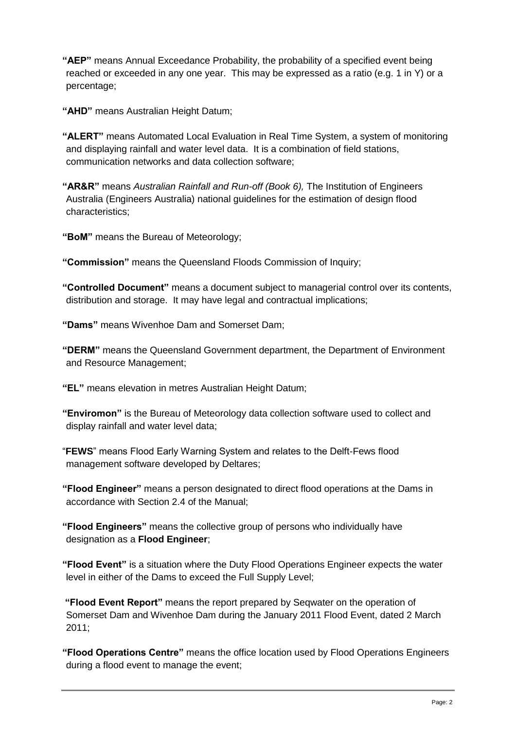**"AEP"** means Annual Exceedance Probability, the probability of a specified event being reached or exceeded in any one year. This may be expressed as a ratio (e.g. 1 in Y) or a percentage;

**"AHD"** means Australian Height Datum;

**"ALERT"** means Automated Local Evaluation in Real Time System, a system of monitoring and displaying rainfall and water level data. It is a combination of field stations, communication networks and data collection software;

**"AR&R"** means *Australian Rainfall and Run-off (Book 6),* The Institution of Engineers Australia (Engineers Australia) national guidelines for the estimation of design flood characteristics;

**"BoM"** means the Bureau of Meteorology;

**"Commission"** means the Queensland Floods Commission of Inquiry;

**"Controlled Document"** means a document subject to managerial control over its contents, distribution and storage. It may have legal and contractual implications;

**"Dams"** means Wivenhoe Dam and Somerset Dam;

**"DERM"** means the Queensland Government department, the Department of Environment and Resource Management;

**"EL"** means elevation in metres Australian Height Datum;

**"Enviromon"** is the Bureau of Meteorology data collection software used to collect and display rainfall and water level data;

"**FEWS**" means Flood Early Warning System and relates to the Delft-Fews flood management software developed by Deltares;

**"Flood Engineer"** means a person designated to direct flood operations at the Dams in accordance with Section 2.4 of the Manual;

**"Flood Engineers"** means the collective group of persons who individually have designation as a **Flood Engineer**;

**"Flood Event"** is a situation where the Duty Flood Operations Engineer expects the water level in either of the Dams to exceed the Full Supply Level;

**"Flood Event Report"** means the report prepared by Seqwater on the operation of Somerset Dam and Wivenhoe Dam during the January 2011 Flood Event, dated 2 March 2011;

**"Flood Operations Centre"** means the office location used by Flood Operations Engineers during a flood event to manage the event;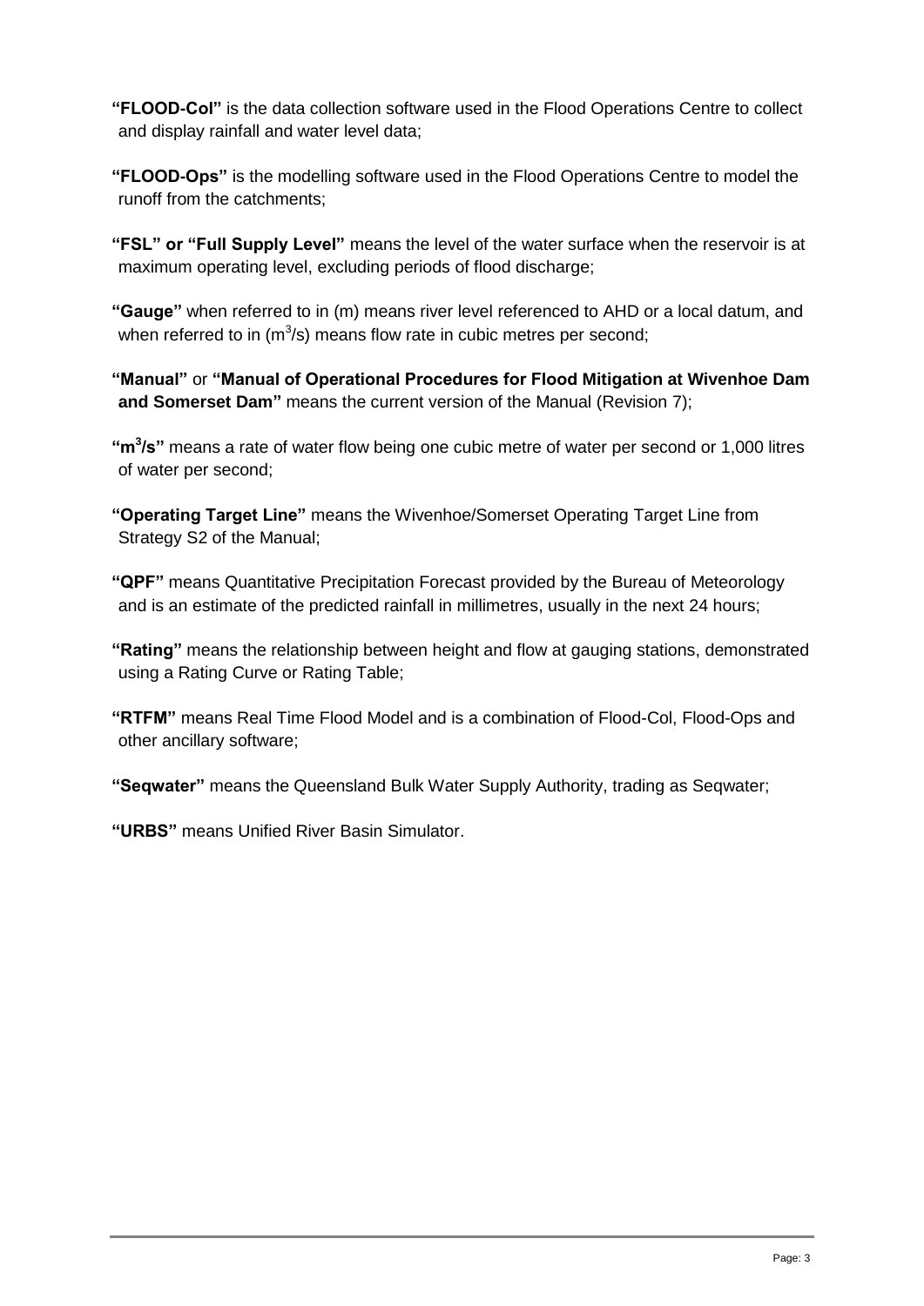**"FLOOD-Col"** is the data collection software used in the Flood Operations Centre to collect and display rainfall and water level data;

**"FLOOD-Ops"** is the modelling software used in the Flood Operations Centre to model the runoff from the catchments;

**"FSL" or "Full Supply Level"** means the level of the water surface when the reservoir is at maximum operating level, excluding periods of flood discharge;

**"Gauge"** when referred to in (m) means river level referenced to AHD or a local datum, and when referred to in ($m^3$/s) means flow rate in cubic metres per second;

**"Manual"** or **"Manual of Operational Procedures for Flood Mitigation at Wivenhoe Dam and Somerset Dam"** means the current version of the Manual (Revision 7);

**"$m^3$/s"** means a rate of water flow being one cubic metre of water per second or 1,000 litres of water per second;

**"Operating Target Line"** means the Wivenhoe/Somerset Operating Target Line from Strategy S2 of the Manual;

**"QPF"** means Quantitative Precipitation Forecast provided by the Bureau of Meteorology and is an estimate of the predicted rainfall in millimetres, usually in the next 24 hours;

**"Rating"** means the relationship between height and flow at gauging stations, demonstrated using a Rating Curve or Rating Table;

**"RTFM"** means Real Time Flood Model and is a combination of Flood-Col, Flood-Ops and other ancillary software;

**"Seqwater"** means the Queensland Bulk Water Supply Authority, trading as Seqwater;

**"URBS"** means Unified River Basin Simulator.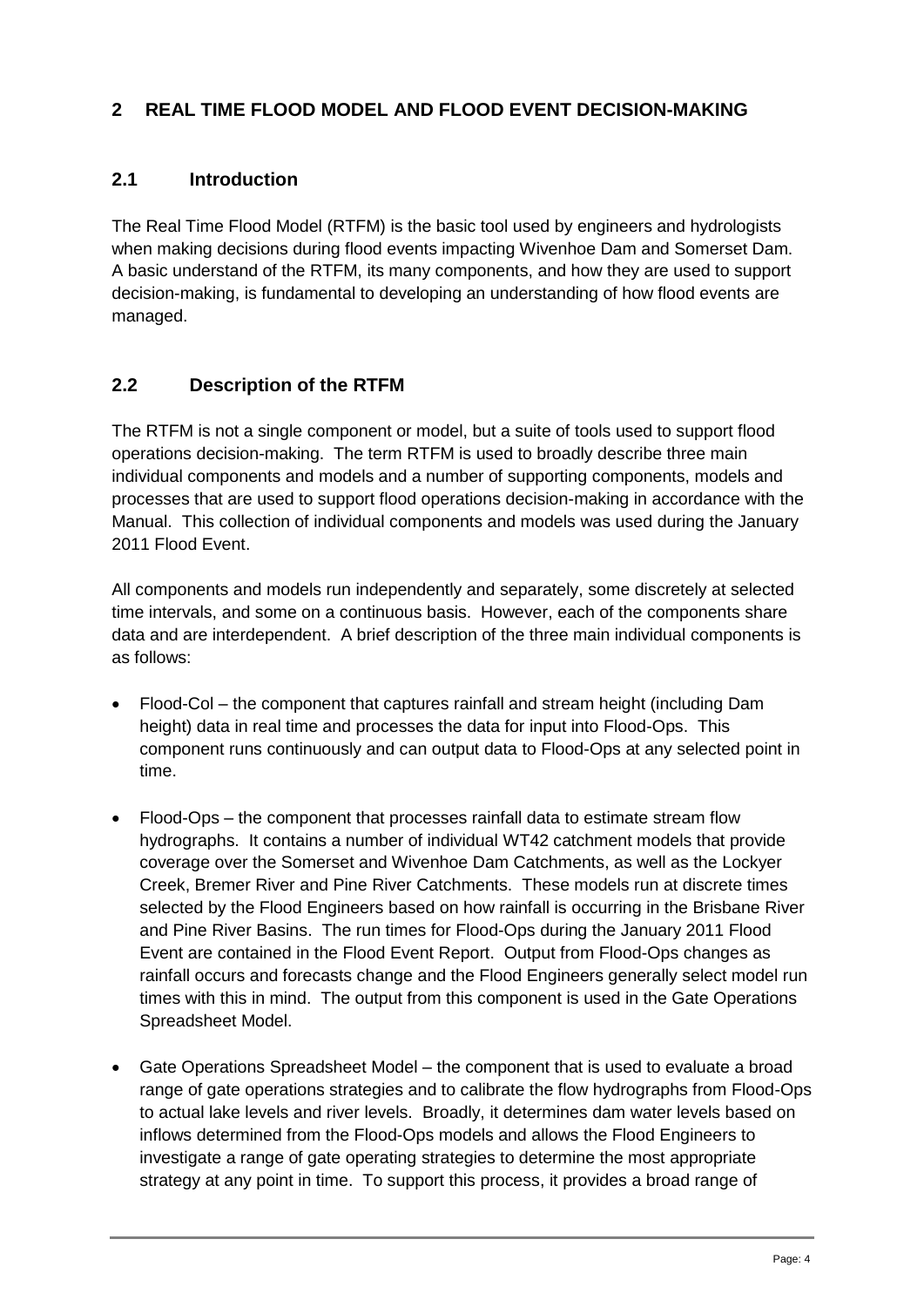## 2 REAL TIME FLOOD MODEL AND FLOOD EVENT DECISION-MAKING

### 2.1 Introduction

The Real Time Flood Model (RTFM) is the basic tool used by engineers and hydrologists when making decisions during flood events impacting Wivenhoe Dam and Somerset Dam. A basic understand of the RTFM, its many components, and how they are used to support decision-making, is fundamental to developing an understanding of how flood events are managed.

### 2.2 Description of the RTFM

The RTFM is not a single component or model, but a suite of tools used to support flood operations decision-making. The term RTFM is used to broadly describe three main individual components and models and a number of supporting components, models and processes that are used to support flood operations decision-making in accordance with the Manual. This collection of individual components and models was used during the January 2011 Flood Event.

All components and models run independently and separately, some discretely at selected time intervals, and some on a continuous basis. However, each of the components share data and are interdependent. A brief description of the three main individual components is as follows:

- Flood-Col – the component that captures rainfall and stream height (including Dam height) data in real time and processes the data for input into Flood-Ops. This component runs continuously and can output data to Flood-Ops at any selected point in time.

- Flood-Ops – the component that processes rainfall data to estimate stream flow hydrographs. It contains a number of individual WT42 catchment models that provide coverage over the Somerset and Wivenhoe Dam Catchments, as well as the Lockyer Creek, Bremer River and Pine River Catchments. These models run at discrete times selected by the Flood Engineers based on how rainfall is occurring in the Brisbane River and Pine River Basins. The run times for Flood-Ops during the January 2011 Flood Event are contained in the Flood Event Report. Output from Flood-Ops changes as rainfall occurs and forecasts change and the Flood Engineers generally select model run times with this in mind. The output from this component is used in the Gate Operations Spreadsheet Model.

- Gate Operations Spreadsheet Model – the component that is used to evaluate a broad range of gate operations strategies and to calibrate the flow hydrographs from Flood-Ops to actual lake levels and river levels. Broadly, it determines dam water levels based on inflows determined from the Flood-Ops models and allows the Flood Engineers to investigate a range of gate operating strategies to determine the most appropriate strategy at any point in time. To support this process, it provides a broad range of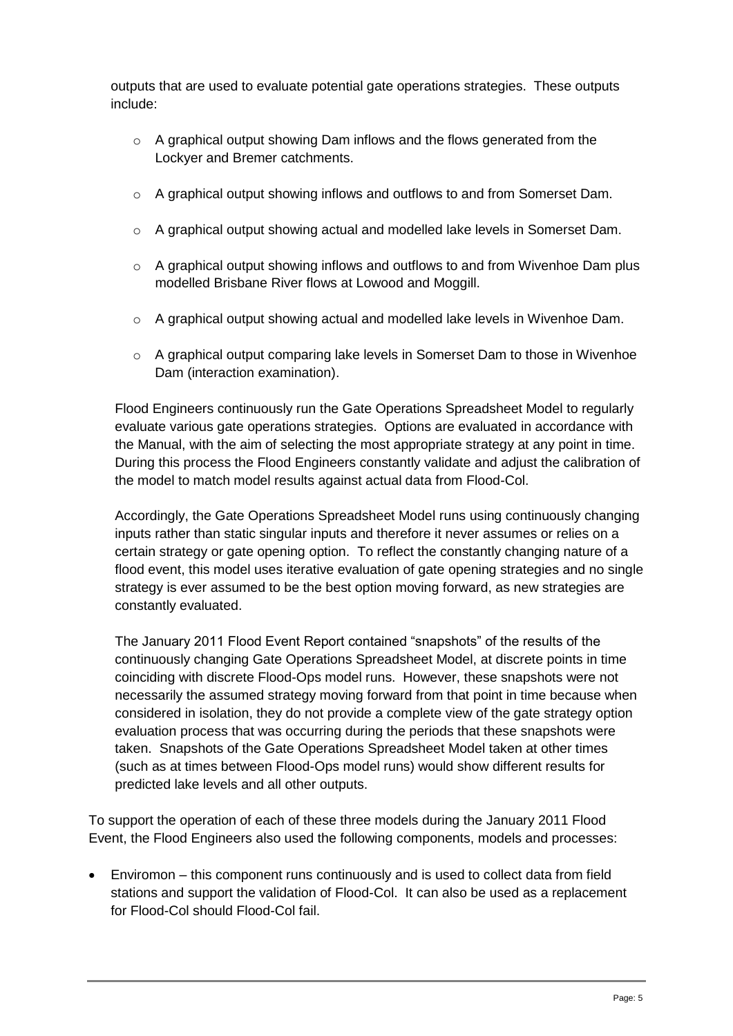outputs that are used to evaluate potential gate operations strategies. These outputs include:

- A graphical output showing Dam inflows and the flows generated from the Lockyer and Bremer catchments.
- A graphical output showing inflows and outflows to and from Somerset Dam.
- A graphical output showing actual and modelled lake levels in Somerset Dam.
- A graphical output showing inflows and outflows to and from Wivenhoe Dam plus modelled Brisbane River flows at Lowood and Moggill.
- A graphical output showing actual and modelled lake levels in Wivenhoe Dam.
- A graphical output comparing lake levels in Somerset Dam to those in Wivenhoe Dam (interaction examination).

Flood Engineers continuously run the Gate Operations Spreadsheet Model to regularly evaluate various gate operations strategies. Options are evaluated in accordance with the Manual, with the aim of selecting the most appropriate strategy at any point in time. During this process the Flood Engineers constantly validate and adjust the calibration of the model to match model results against actual data from Flood-Col.

Accordingly, the Gate Operations Spreadsheet Model runs using continuously changing inputs rather than static singular inputs and therefore it never assumes or relies on a certain strategy or gate opening option. To reflect the constantly changing nature of a flood event, this model uses iterative evaluation of gate opening strategies and no single strategy is ever assumed to be the best option moving forward, as new strategies are constantly evaluated.

The January 2011 Flood Event Report contained "snapshots" of the results of the continuously changing Gate Operations Spreadsheet Model, at discrete points in time coinciding with discrete Flood-Ops model runs. However, these snapshots were not necessarily the assumed strategy moving forward from that point in time because when considered in isolation, they do not provide a complete view of the gate strategy option evaluation process that was occurring during the periods that these snapshots were taken. Snapshots of the Gate Operations Spreadsheet Model taken at other times (such as at times between Flood-Ops model runs) would show different results for predicted lake levels and all other outputs.

To support the operation of each of these three models during the January 2011 Flood Event, the Flood Engineers also used the following components, models and processes:

- Enviromon – this component runs continuously and is used to collect data from field stations and support the validation of Flood-Col. It can also be used as a replacement for Flood-Col should Flood-Col fail.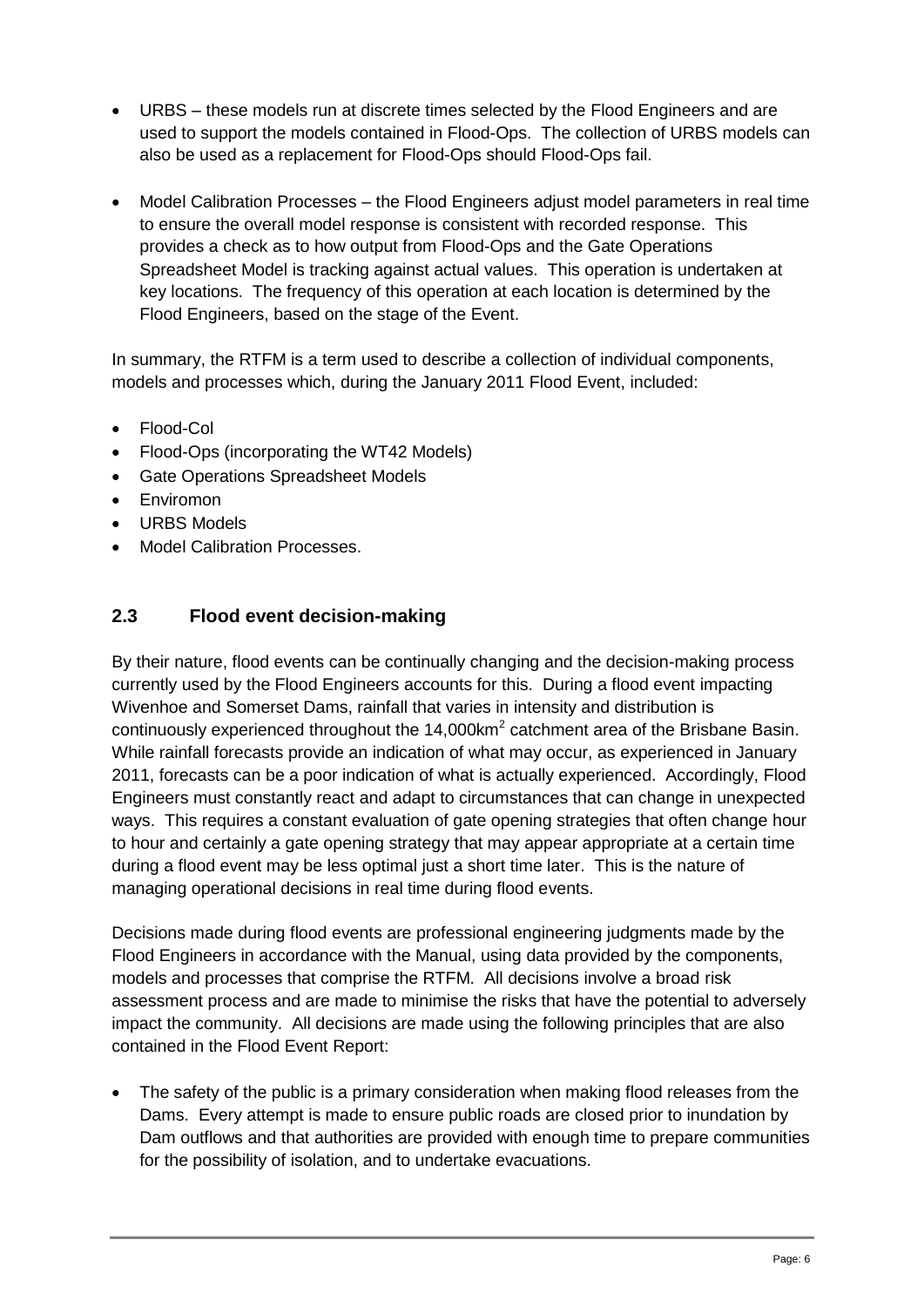- URBS – these models run at discrete times selected by the Flood Engineers and are used to support the models contained in Flood-Ops. The collection of URBS models can also be used as a replacement for Flood-Ops should Flood-Ops fail.

- Model Calibration Processes – the Flood Engineers adjust model parameters in real time to ensure the overall model response is consistent with recorded response. This provides a check as to how output from Flood-Ops and the Gate Operations Spreadsheet Model is tracking against actual values. This operation is undertaken at key locations. The frequency of this operation at each location is determined by the Flood Engineers, based on the stage of the Event.

In summary, the RTFM is a term used to describe a collection of individual components, models and processes which, during the January 2011 Flood Event, included:

- Flood-Col
- Flood-Ops (incorporating the WT42 Models)
- Gate Operations Spreadsheet Models
- Enviromon
- URBS Models
- Model Calibration Processes.

## 2.3 Flood event decision-making

By their nature, flood events can be continually changing and the decision-making process currently used by the Flood Engineers accounts for this. During a flood event impacting Wivenhoe and Somerset Dams, rainfall that varies in intensity and distribution is continuously experienced throughout the 14,000km$^2$ catchment area of the Brisbane Basin. While rainfall forecasts provide an indication of what may occur, as experienced in January 2011, forecasts can be a poor indication of what is actually experienced. Accordingly, Flood Engineers must constantly react and adapt to circumstances that can change in unexpected ways. This requires a constant evaluation of gate opening strategies that often change hour to hour and certainly a gate opening strategy that may appear appropriate at a certain time during a flood event may be less optimal just a short time later. This is the nature of managing operational decisions in real time during flood events.

Decisions made during flood events are professional engineering judgments made by the Flood Engineers in accordance with the Manual, using data provided by the components, models and processes that comprise the RTFM. All decisions involve a broad risk assessment process and are made to minimise the risks that have the potential to adversely impact the community. All decisions are made using the following principles that are also contained in the Flood Event Report:

- The safety of the public is a primary consideration when making flood releases from the Dams. Every attempt is made to ensure public roads are closed prior to inundation by Dam outflows and that authorities are provided with enough time to prepare communities for the possibility of isolation, and to undertake evacuations.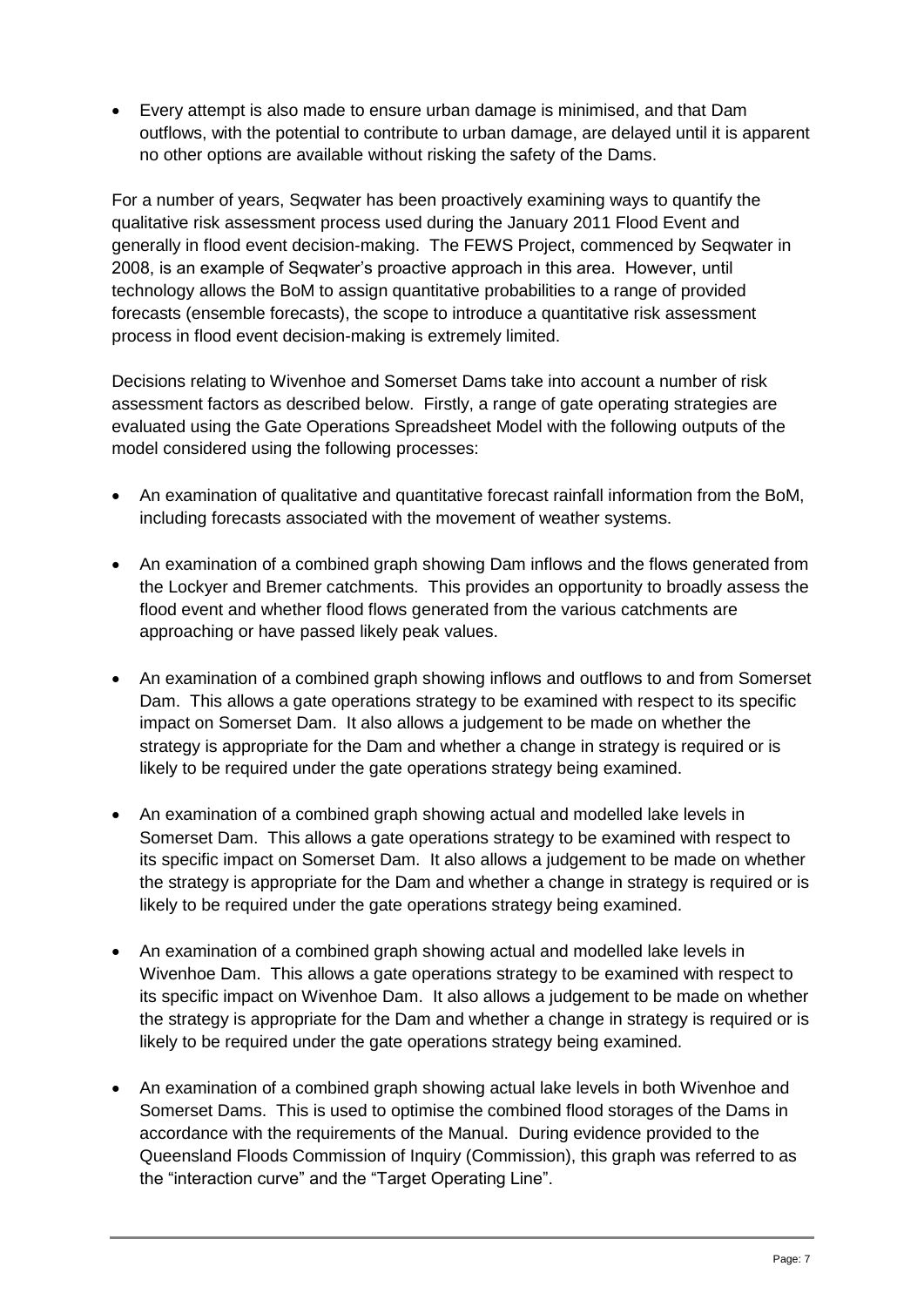- Every attempt is also made to ensure urban damage is minimised, and that Dam outflows, with the potential to contribute to urban damage, are delayed until it is apparent no other options are available without risking the safety of the Dams.

For a number of years, Seqwater has been proactively examining ways to quantify the qualitative risk assessment process used during the January 2011 Flood Event and generally in flood event decision-making. The FEWS Project, commenced by Seqwater in 2008, is an example of Seqwater's proactive approach in this area. However, until technology allows the BoM to assign quantitative probabilities to a range of provided forecasts (ensemble forecasts), the scope to introduce a quantitative risk assessment process in flood event decision-making is extremely limited.

Decisions relating to Wivenhoe and Somerset Dams take into account a number of risk assessment factors as described below. Firstly, a range of gate operating strategies are evaluated using the Gate Operations Spreadsheet Model with the following outputs of the model considered using the following processes:

- An examination of qualitative and quantitative forecast rainfall information from the BoM, including forecasts associated with the movement of weather systems.
- An examination of a combined graph showing Dam inflows and the flows generated from the Lockyer and Bremer catchments. This provides an opportunity to broadly assess the flood event and whether flood flows generated from the various catchments are approaching or have passed likely peak values.
- An examination of a combined graph showing inflows and outflows to and from Somerset Dam. This allows a gate operations strategy to be examined with respect to its specific impact on Somerset Dam. It also allows a judgement to be made on whether the strategy is appropriate for the Dam and whether a change in strategy is required or is likely to be required under the gate operations strategy being examined.
- An examination of a combined graph showing actual and modelled lake levels in Somerset Dam. This allows a gate operations strategy to be examined with respect to its specific impact on Somerset Dam. It also allows a judgement to be made on whether the strategy is appropriate for the Dam and whether a change in strategy is required or is likely to be required under the gate operations strategy being examined.
- An examination of a combined graph showing actual and modelled lake levels in Wivenhoe Dam. This allows a gate operations strategy to be examined with respect to its specific impact on Wivenhoe Dam. It also allows a judgement to be made on whether the strategy is appropriate for the Dam and whether a change in strategy is required or is likely to be required under the gate operations strategy being examined.
- An examination of a combined graph showing actual lake levels in both Wivenhoe and Somerset Dams. This is used to optimise the combined flood storages of the Dams in accordance with the requirements of the Manual. During evidence provided to the Queensland Floods Commission of Inquiry (Commission), this graph was referred to as the "interaction curve" and the "Target Operating Line".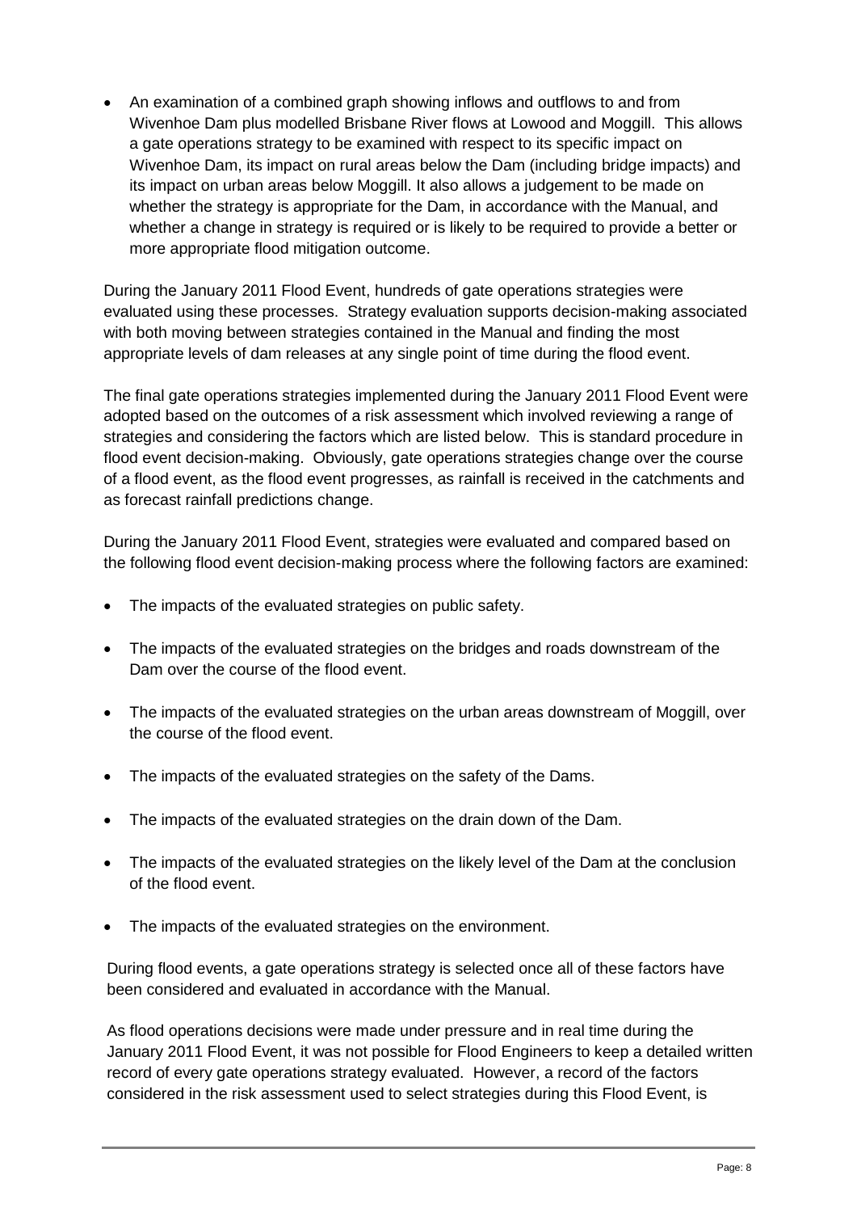- An examination of a combined graph showing inflows and outflows to and from Wivenhoe Dam plus modelled Brisbane River flows at Lowood and Moggill. This allows a gate operations strategy to be examined with respect to its specific impact on Wivenhoe Dam, its impact on rural areas below the Dam (including bridge impacts) and its impact on urban areas below Moggill. It also allows a judgement to be made on whether the strategy is appropriate for the Dam, in accordance with the Manual, and whether a change in strategy is required or is likely to be required to provide a better or more appropriate flood mitigation outcome.

During the January 2011 Flood Event, hundreds of gate operations strategies were evaluated using these processes. Strategy evaluation supports decision-making associated with both moving between strategies contained in the Manual and finding the most appropriate levels of dam releases at any single point of time during the flood event.

The final gate operations strategies implemented during the January 2011 Flood Event were adopted based on the outcomes of a risk assessment which involved reviewing a range of strategies and considering the factors which are listed below. This is standard procedure in flood event decision-making. Obviously, gate operations strategies change over the course of a flood event, as the flood event progresses, as rainfall is received in the catchments and as forecast rainfall predictions change.

During the January 2011 Flood Event, strategies were evaluated and compared based on the following flood event decision-making process where the following factors are examined:

- The impacts of the evaluated strategies on public safety.
- The impacts of the evaluated strategies on the bridges and roads downstream of the Dam over the course of the flood event.
- The impacts of the evaluated strategies on the urban areas downstream of Moggill, over the course of the flood event.
- The impacts of the evaluated strategies on the safety of the Dams.
- The impacts of the evaluated strategies on the drain down of the Dam.
- The impacts of the evaluated strategies on the likely level of the Dam at the conclusion of the flood event.
- The impacts of the evaluated strategies on the environment.

During flood events, a gate operations strategy is selected once all of these factors have been considered and evaluated in accordance with the Manual.

As flood operations decisions were made under pressure and in real time during the January 2011 Flood Event, it was not possible for Flood Engineers to keep a detailed written record of every gate operations strategy evaluated. However, a record of the factors considered in the risk assessment used to select strategies during this Flood Event, is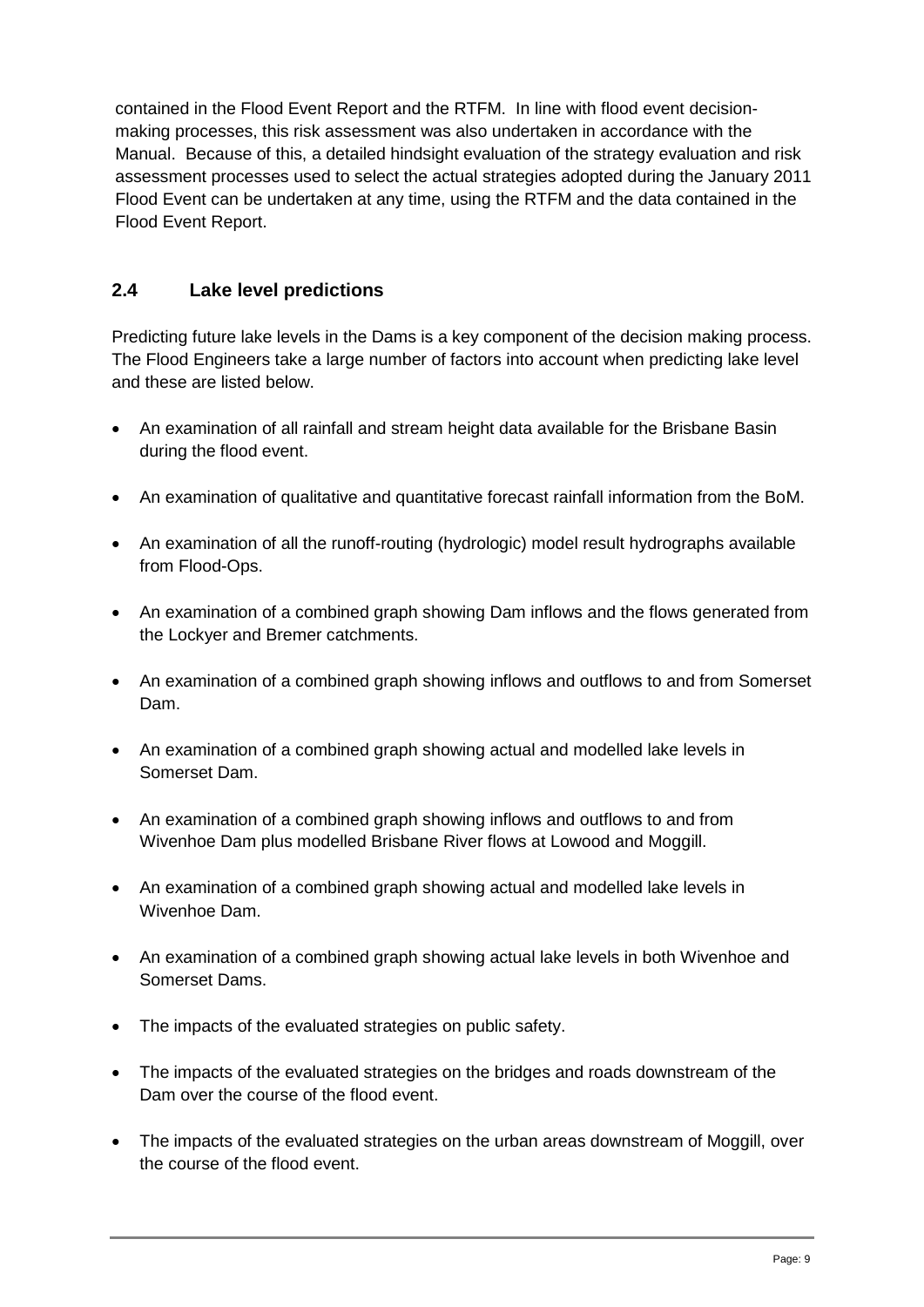contained in the Flood Event Report and the RTFM. In line with flood event decision-making processes, this risk assessment was also undertaken in accordance with the Manual. Because of this, a detailed hindsight evaluation of the strategy evaluation and risk assessment processes used to select the actual strategies adopted during the January 2011 Flood Event can be undertaken at any time, using the RTFM and the data contained in the Flood Event Report.

## 2.4 Lake level predictions

Predicting future lake levels in the Dams is a key component of the decision making process. The Flood Engineers take a large number of factors into account when predicting lake level and these are listed below.

- An examination of all rainfall and stream height data available for the Brisbane Basin during the flood event.
- An examination of qualitative and quantitative forecast rainfall information from the BoM.
- An examination of all the runoff-routing (hydrologic) model result hydrographs available from Flood-Ops.
- An examination of a combined graph showing Dam inflows and the flows generated from the Lockyer and Bremer catchments.
- An examination of a combined graph showing inflows and outflows to and from Somerset Dam.
- An examination of a combined graph showing actual and modelled lake levels in Somerset Dam.
- An examination of a combined graph showing inflows and outflows to and from Wivenhoe Dam plus modelled Brisbane River flows at Lowood and Moggill.
- An examination of a combined graph showing actual and modelled lake levels in Wivenhoe Dam.
- An examination of a combined graph showing actual lake levels in both Wivenhoe and Somerset Dams.
- The impacts of the evaluated strategies on public safety.
- The impacts of the evaluated strategies on the bridges and roads downstream of the Dam over the course of the flood event.
- The impacts of the evaluated strategies on the urban areas downstream of Moggill, over the course of the flood event.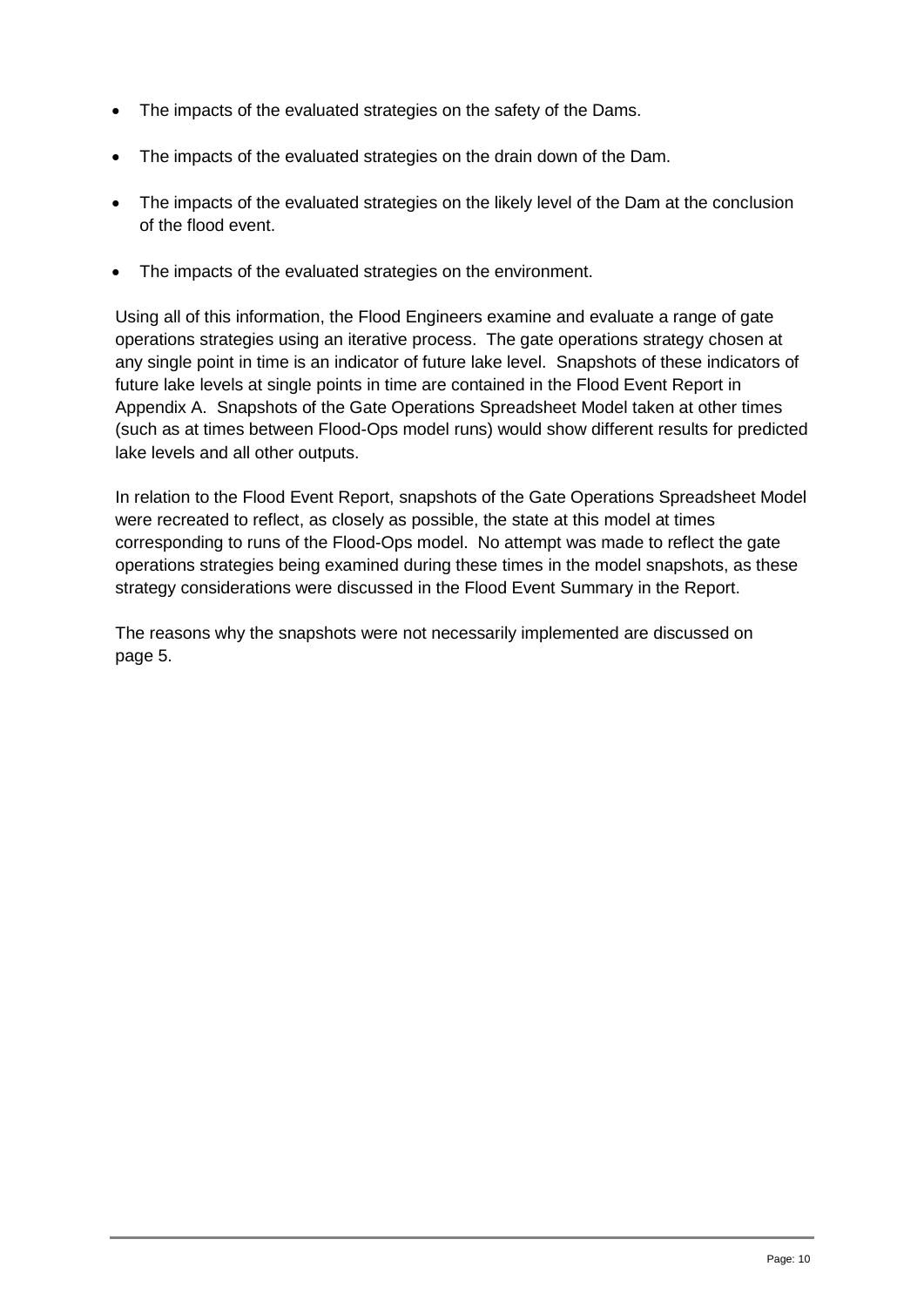- The impacts of the evaluated strategies on the safety of the Dams.
- The impacts of the evaluated strategies on the drain down of the Dam.
- The impacts of the evaluated strategies on the likely level of the Dam at the conclusion of the flood event.
- The impacts of the evaluated strategies on the environment.

Using all of this information, the Flood Engineers examine and evaluate a range of gate operations strategies using an iterative process. The gate operations strategy chosen at any single point in time is an indicator of future lake level. Snapshots of these indicators of future lake levels at single points in time are contained in the Flood Event Report in Appendix A. Snapshots of the Gate Operations Spreadsheet Model taken at other times (such as at times between Flood-Ops model runs) would show different results for predicted lake levels and all other outputs.

In relation to the Flood Event Report, snapshots of the Gate Operations Spreadsheet Model were recreated to reflect, as closely as possible, the state at this model at times corresponding to runs of the Flood-Ops model. No attempt was made to reflect the gate operations strategies being examined during these times in the model snapshots, as these strategy considerations were discussed in the Flood Event Summary in the Report.

The reasons why the snapshots were not necessarily implemented are discussed on page 5.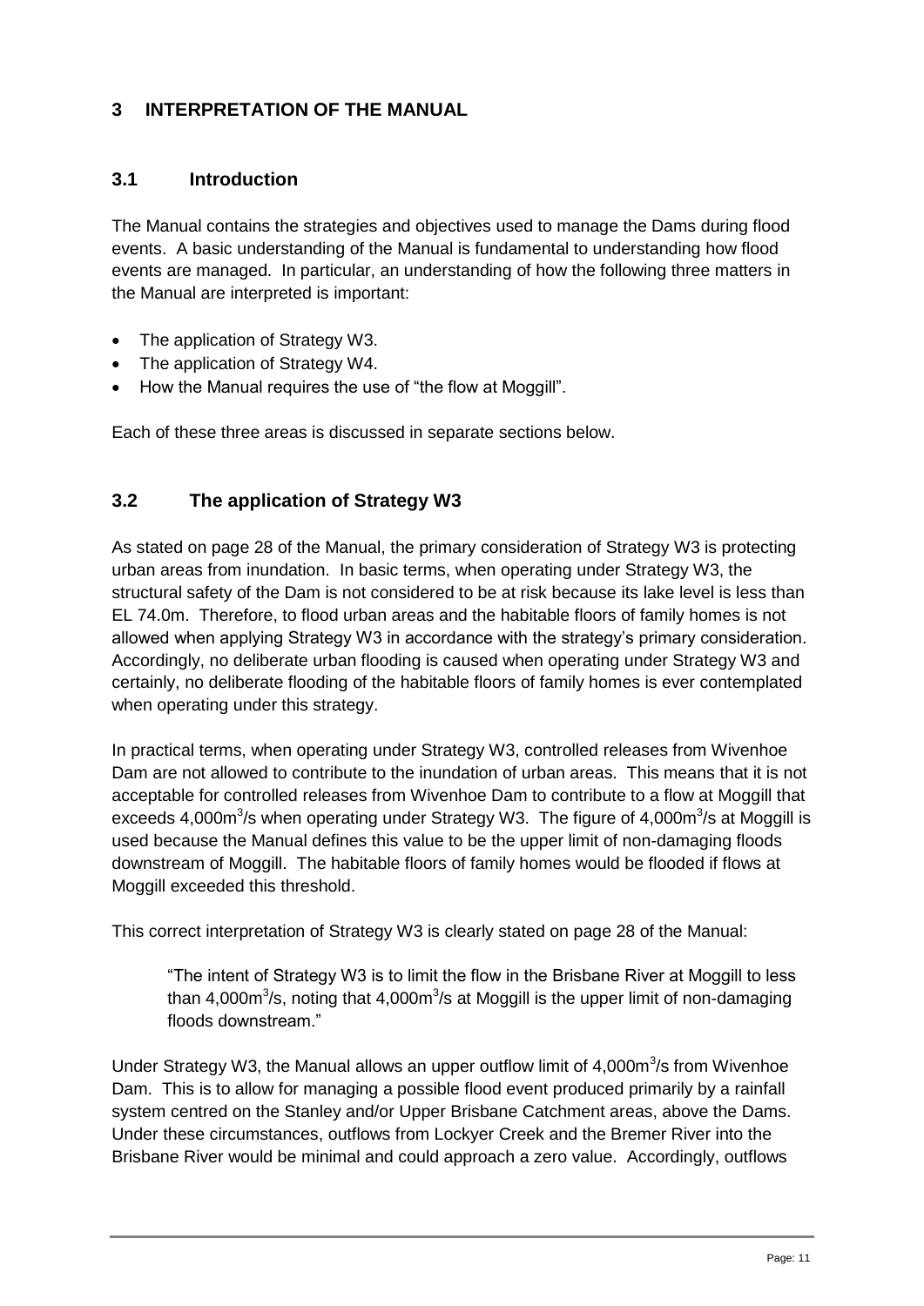# 3 INTERPRETATION OF THE MANUAL

## 3.1 Introduction

The Manual contains the strategies and objectives used to manage the Dams during flood events. A basic understanding of the Manual is fundamental to understanding how flood events are managed. In particular, an understanding of how the following three matters in the Manual are interpreted is important:

- The application of Strategy W3.
- The application of Strategy W4.
- How the Manual requires the use of "the flow at Moggill".

Each of these three areas is discussed in separate sections below.

## 3.2 The application of Strategy W3

As stated on page 28 of the Manual, the primary consideration of Strategy W3 is protecting urban areas from inundation. In basic terms, when operating under Strategy W3, the structural safety of the Dam is not considered to be at risk because its lake level is less than EL 74.0m. Therefore, to flood urban areas and the habitable floors of family homes is not allowed when applying Strategy W3 in accordance with the strategy's primary consideration. Accordingly, no deliberate urban flooding is caused when operating under Strategy W3 and certainly, no deliberate flooding of the habitable floors of family homes is ever contemplated when operating under this strategy.

In practical terms, when operating under Strategy W3, controlled releases from Wivenhoe Dam are not allowed to contribute to the inundation of urban areas. This means that it is not acceptable for controlled releases from Wivenhoe Dam to contribute to a flow at Moggill that exceeds 4,000m$^3$/s when operating under Strategy W3. The figure of 4,000m$^3$/s at Moggill is used because the Manual defines this value to be the upper limit of non-damaging floods downstream of Moggill. The habitable floors of family homes would be flooded if flows at Moggill exceeded this threshold.

This correct interpretation of Strategy W3 is clearly stated on page 28 of the Manual:

> "The intent of Strategy W3 is to limit the flow in the Brisbane River at Moggill to less than 4,000m$^3$/s, noting that 4,000m$^3$/s at Moggill is the upper limit of non-damaging floods downstream."

Under Strategy W3, the Manual allows an upper outflow limit of 4,000m$^3$/s from Wivenhoe Dam. This is to allow for managing a possible flood event produced primarily by a rainfall system centred on the Stanley and/or Upper Brisbane Catchment areas, above the Dams. Under these circumstances, outflows from Lockyer Creek and the Bremer River into the Brisbane River would be minimal and could approach a zero value. Accordingly, outflows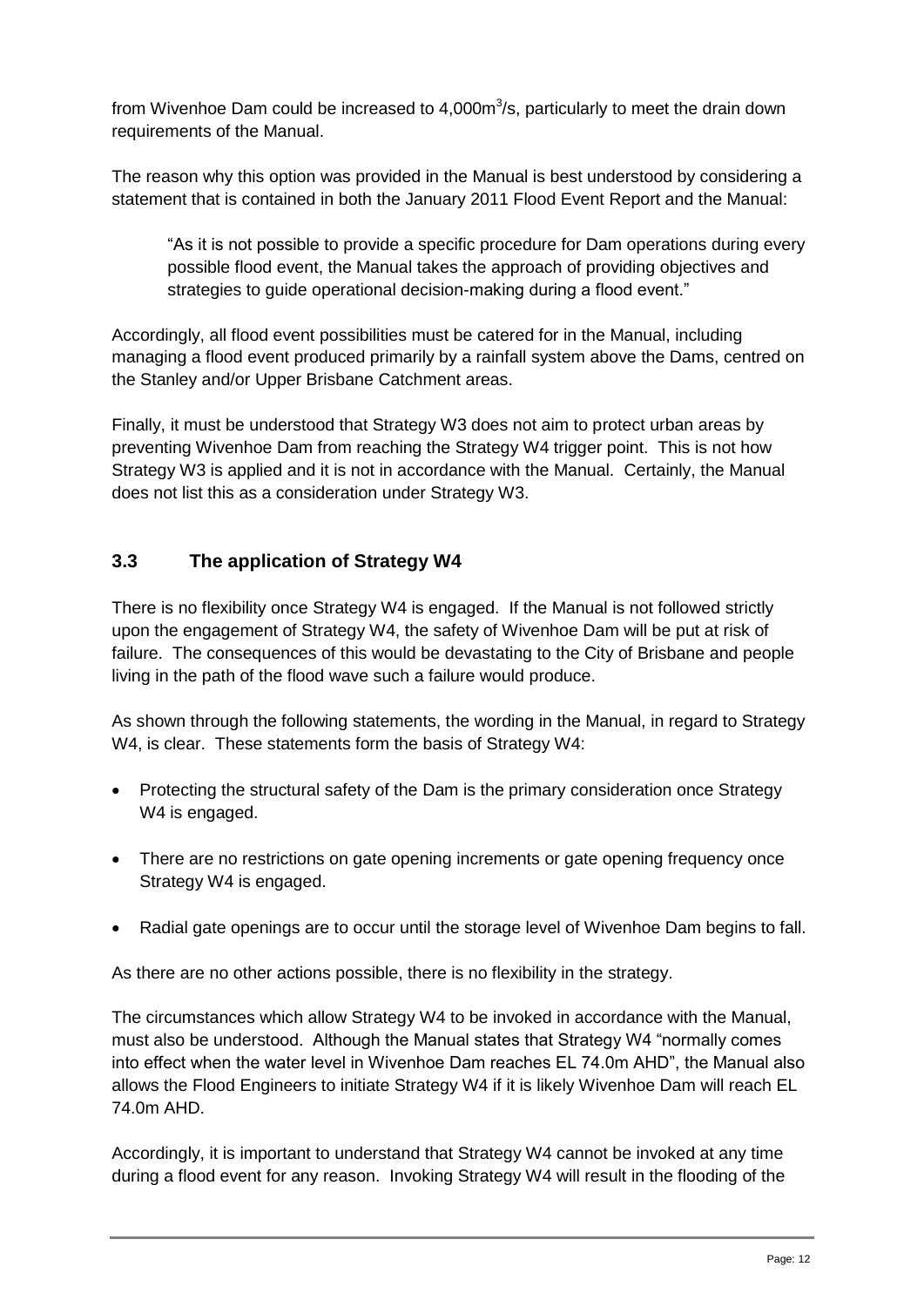from Wivenhoe Dam could be increased to 4,000m$^3$/s, particularly to meet the drain down requirements of the Manual.

The reason why this option was provided in the Manual is best understood by considering a statement that is contained in both the January 2011 Flood Event Report and the Manual:

> "As it is not possible to provide a specific procedure for Dam operations during every possible flood event, the Manual takes the approach of providing objectives and strategies to guide operational decision-making during a flood event."

Accordingly, all flood event possibilities must be catered for in the Manual, including managing a flood event produced primarily by a rainfall system above the Dams, centred on the Stanley and/or Upper Brisbane Catchment areas.

Finally, it must be understood that Strategy W3 does not aim to protect urban areas by preventing Wivenhoe Dam from reaching the Strategy W4 trigger point. This is not how Strategy W3 is applied and it is not in accordance with the Manual. Certainly, the Manual does not list this as a consideration under Strategy W3.

### 3.3 The application of Strategy W4

There is no flexibility once Strategy W4 is engaged. If the Manual is not followed strictly upon the engagement of Strategy W4, the safety of Wivenhoe Dam will be put at risk of failure. The consequences of this would be devastating to the City of Brisbane and people living in the path of the flood wave such a failure would produce.

As shown through the following statements, the wording in the Manual, in regard to Strategy W4, is clear. These statements form the basis of Strategy W4:

- Protecting the structural safety of the Dam is the primary consideration once Strategy W4 is engaged.
- There are no restrictions on gate opening increments or gate opening frequency once Strategy W4 is engaged.
- Radial gate openings are to occur until the storage level of Wivenhoe Dam begins to fall.

As there are no other actions possible, there is no flexibility in the strategy.

The circumstances which allow Strategy W4 to be invoked in accordance with the Manual, must also be understood. Although the Manual states that Strategy W4 "normally comes into effect when the water level in Wivenhoe Dam reaches EL 74.0m AHD", the Manual also allows the Flood Engineers to initiate Strategy W4 if it is likely Wivenhoe Dam will reach EL 74.0m AHD.

Accordingly, it is important to understand that Strategy W4 cannot be invoked at any time during a flood event for any reason. Invoking Strategy W4 will result in the flooding of the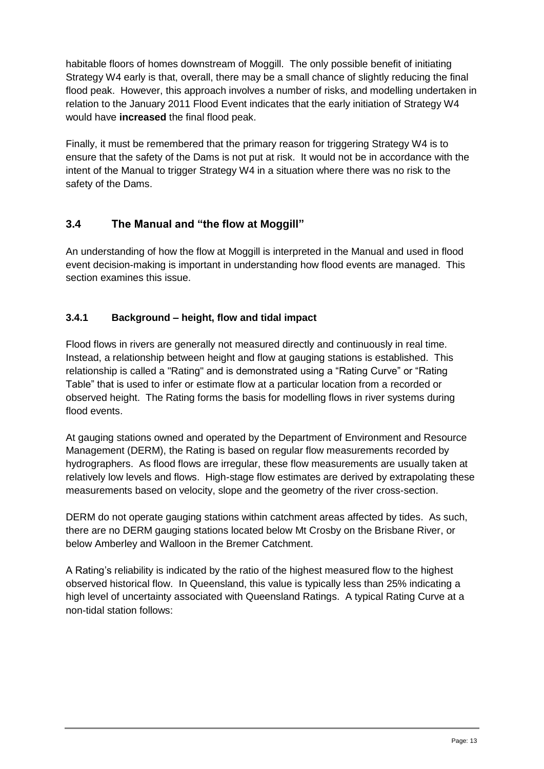habitable floors of homes downstream of Moggill. The only possible benefit of initiating Strategy W4 early is that, overall, there may be a small chance of slightly reducing the final flood peak. However, this approach involves a number of risks, and modelling undertaken in relation to the January 2011 Flood Event indicates that the early initiation of Strategy W4 would have **increased** the final flood peak.

Finally, it must be remembered that the primary reason for triggering Strategy W4 is to ensure that the safety of the Dams is not put at risk. It would not be in accordance with the intent of the Manual to trigger Strategy W4 in a situation where there was no risk to the safety of the Dams.

## 3.4 The Manual and "the flow at Moggill"

An understanding of how the flow at Moggill is interpreted in the Manual and used in flood event decision-making is important in understanding how flood events are managed. This section examines this issue.

### 3.4.1 Background – height, flow and tidal impact

Flood flows in rivers are generally not measured directly and continuously in real time. Instead, a relationship between height and flow at gauging stations is established. This relationship is called a "Rating" and is demonstrated using a "Rating Curve" or "Rating Table" that is used to infer or estimate flow at a particular location from a recorded or observed height. The Rating forms the basis for modelling flows in river systems during flood events.

At gauging stations owned and operated by the Department of Environment and Resource Management (DERM), the Rating is based on regular flow measurements recorded by hydrographers. As flood flows are irregular, these flow measurements are usually taken at relatively low levels and flows. High-stage flow estimates are derived by extrapolating these measurements based on velocity, slope and the geometry of the river cross-section.

DERM do not operate gauging stations within catchment areas affected by tides. As such, there are no DERM gauging stations located below Mt Crosby on the Brisbane River, or below Amberley and Walloon in the Bremer Catchment.

A Rating's reliability is indicated by the ratio of the highest measured flow to the highest observed historical flow. In Queensland, this value is typically less than 25% indicating a high level of uncertainty associated with Queensland Ratings. A typical Rating Curve at a non-tidal station follows: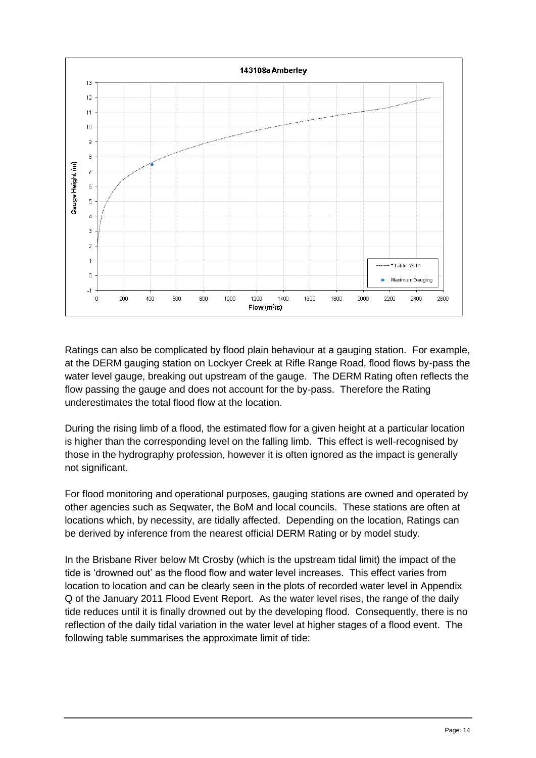Ratings can also be complicated by flood plain behaviour at a gauging station. For example, at the DERM gauging station on Lockyer Creek at Rifle Range Road, flood flows by-pass the water level gauge, breaking out upstream of the gauge. The DERM Rating often reflects the flow passing the gauge and does not account for the by-pass. Therefore the Rating underestimates the total flood flow at the location.

During the rising limb of a flood, the estimated flow for a given height at a particular location is higher than the corresponding level on the falling limb. This effect is well-recognised by those in the hydrography profession, however it is often ignored as the impact is generally not significant.

For flood monitoring and operational purposes, gauging stations are owned and operated by other agencies such as Seqwater, the BoM and local councils. These stations are often at locations which, by necessity, are tidally affected. Depending on the location, Ratings can be derived by inference from the nearest official DERM Rating or by model study.

In the Brisbane River below Mt Crosby (which is the upstream tidal limit) the impact of the tide is 'drowned out' as the flood flow and water level increases. This effect varies from location to location and can be clearly seen in the plots of recorded water level in Appendix Q of the January 2011 Flood Event Report. As the water level rises, the range of the daily tide reduces until it is finally drowned out by the developing flood. Consequently, there is no reflection of the daily tidal variation in the water level at higher stages of a flood event. The following table summarises the approximate limit of tide: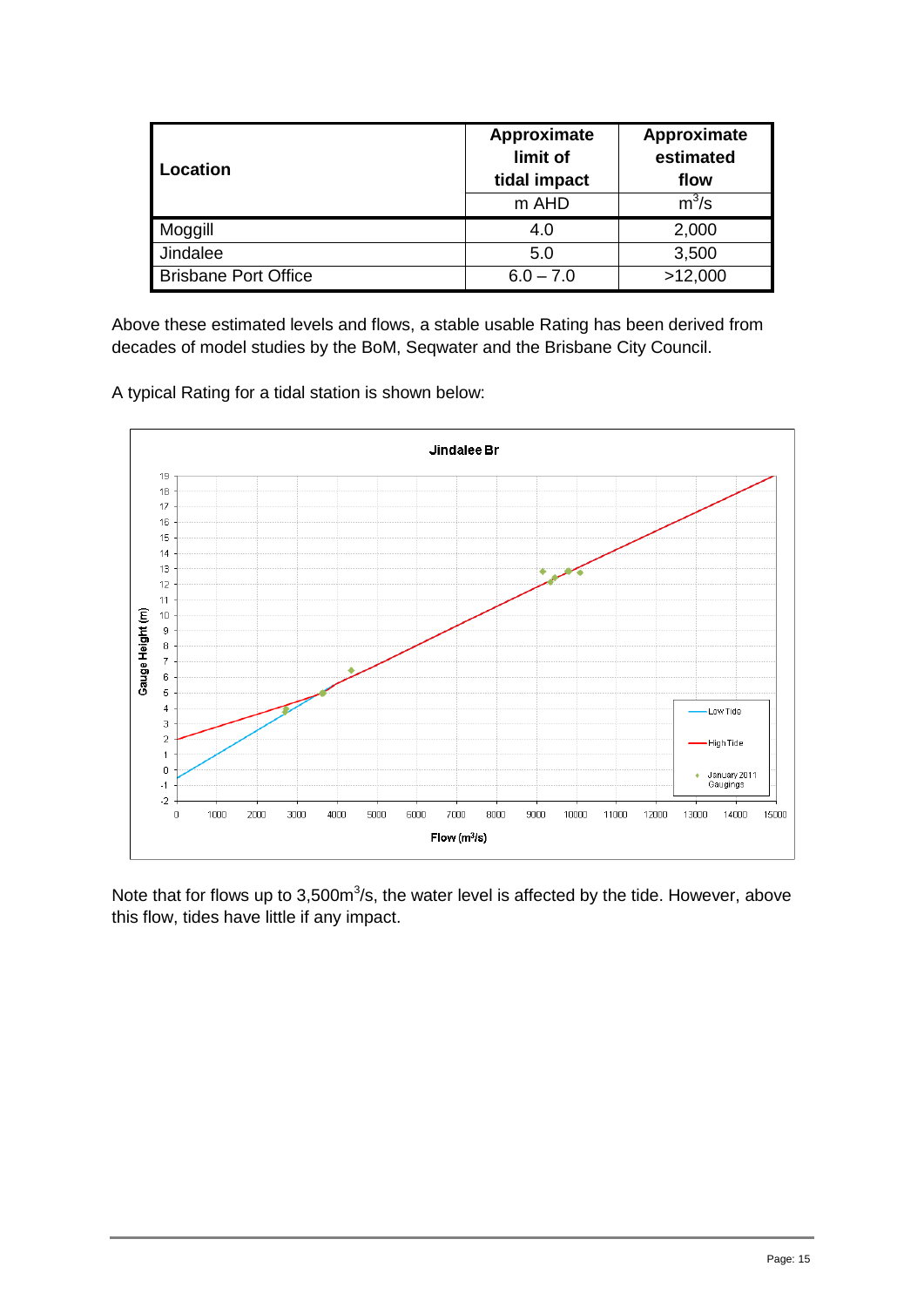| Location | Approximate limit of tidal impact | Approximate estimated flow |
|---|---|---|
| | m AHD | $m^3/s$ |
| Moggill | 4.0 | 2,000 |
| Jindalee | 5.0 | 3,500 |
| Brisbane Port Office | 6.0 – 7.0 | >12,000 |

Above these estimated levels and flows, a stable usable Rating has been derived from decades of model studies by the BoM, Seqwater and the Brisbane City Council.

A typical Rating for a tidal station is shown below:

Note that for flows up to 3,500$m^3/s$, the water level is affected by the tide. However, above this flow, tides have little if any impact.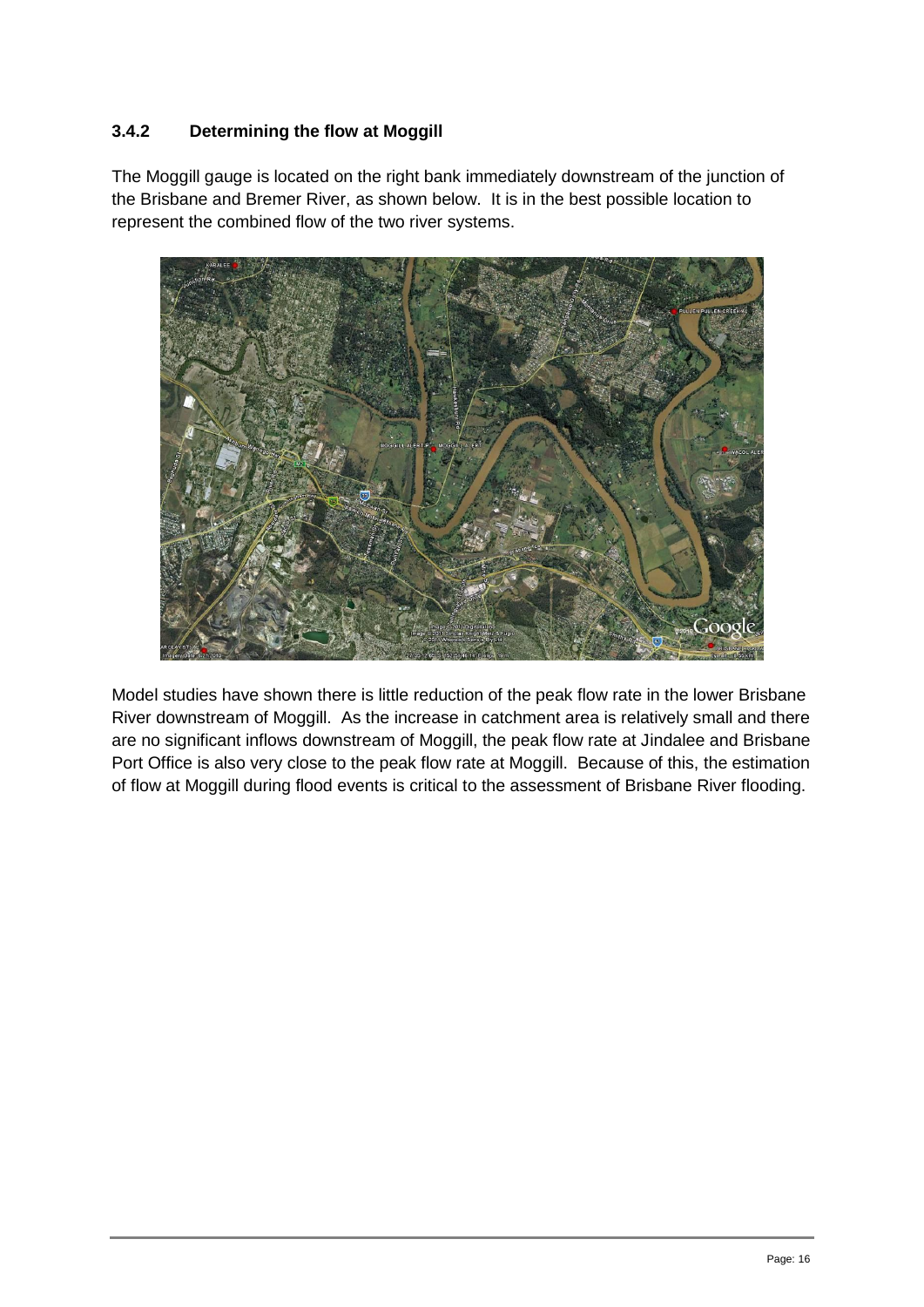### 3.4.2 Determining the flow at Moggill

The Moggill gauge is located on the right bank immediately downstream of the junction of the Brisbane and Bremer River, as shown below. It is in the best possible location to represent the combined flow of the two river systems.

Model studies have shown there is little reduction of the peak flow rate in the lower Brisbane River downstream of Moggill. As the increase in catchment area is relatively small and there are no significant inflows downstream of Moggill, the peak flow rate at Jindalee and Brisbane Port Office is also very close to the peak flow rate at Moggill. Because of this, the estimation of flow at Moggill during flood events is critical to the assessment of Brisbane River flooding.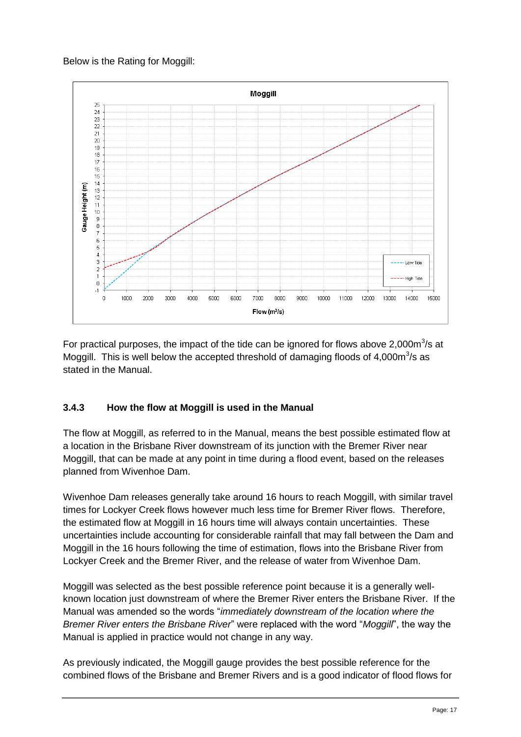Below is the Rating for Moggill:

For practical purposes, the impact of the tide can be ignored for flows above 2,000m$^3$/s at Moggill. This is well below the accepted threshold of damaging floods of 4,000m$^3$/s as stated in the Manual.

### 3.4.3 How the flow at Moggill is used in the Manual

The flow at Moggill, as referred to in the Manual, means the best possible estimated flow at a location in the Brisbane River downstream of its junction with the Bremer River near Moggill, that can be made at any point in time during a flood event, based on the releases planned from Wivenhoe Dam.

Wivenhoe Dam releases generally take around 16 hours to reach Moggill, with similar travel times for Lockyer Creek flows however much less time for Bremer River flows. Therefore, the estimated flow at Moggill in 16 hours time will always contain uncertainties. These uncertainties include accounting for considerable rainfall that may fall between the Dam and Moggill in the 16 hours following the time of estimation, flows into the Brisbane River from Lockyer Creek and the Bremer River, and the release of water from Wivenhoe Dam.

Moggill was selected as the best possible reference point because it is a generally well-known location just downstream of where the Bremer River enters the Brisbane River. If the Manual was amended so the words "*immediately downstream of the location where the Bremer River enters the Brisbane River*" were replaced with the word "*Moggill*", the way the Manual is applied in practice would not change in any way.

As previously indicated, the Moggill gauge provides the best possible reference for the combined flows of the Brisbane and Bremer Rivers and is a good indicator of flood flows for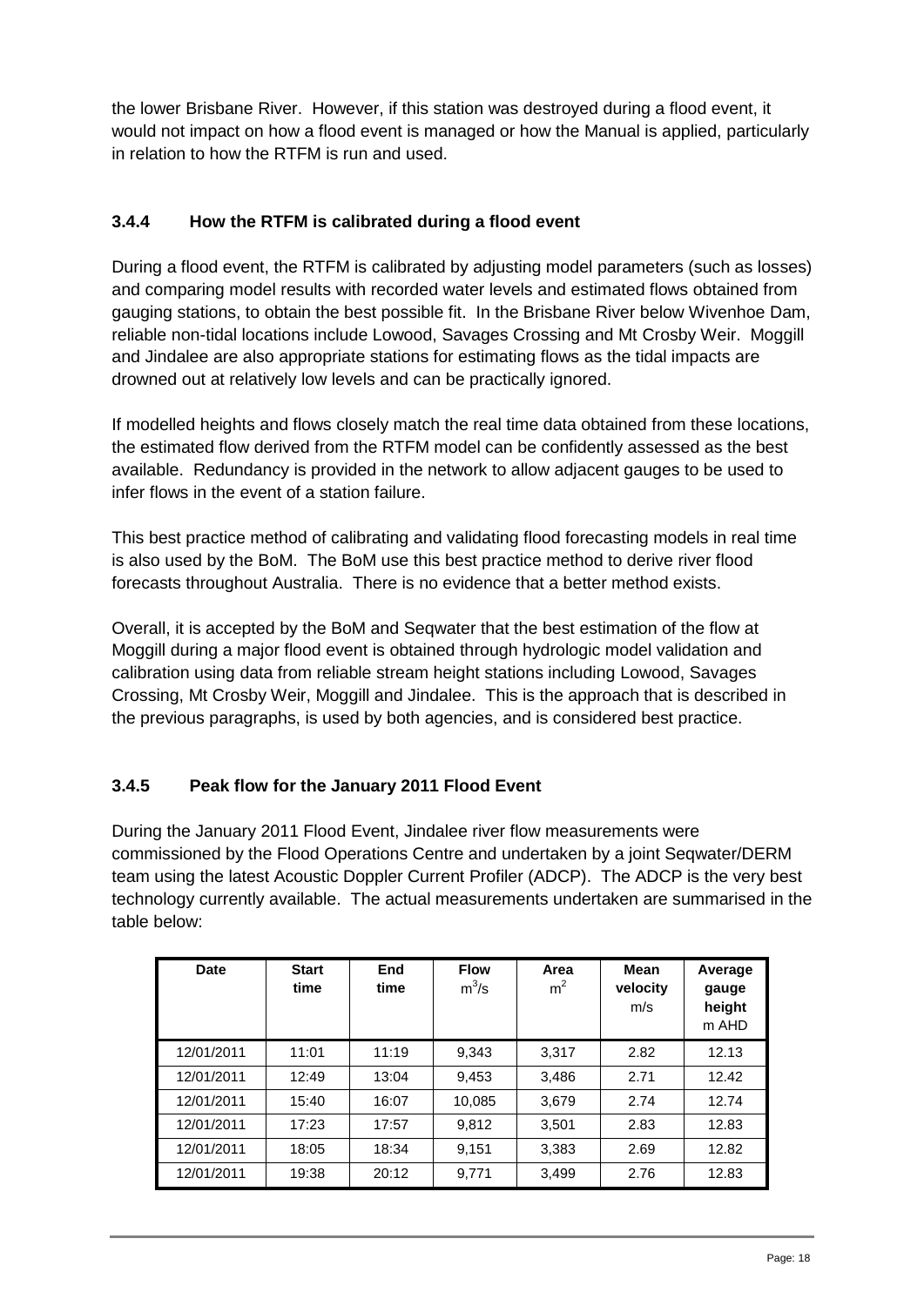the lower Brisbane River. However, if this station was destroyed during a flood event, it would not impact on how a flood event is managed or how the Manual is applied, particularly in relation to how the RTFM is run and used.

### 3.4.4 How the RTFM is calibrated during a flood event

During a flood event, the RTFM is calibrated by adjusting model parameters (such as losses) and comparing model results with recorded water levels and estimated flows obtained from gauging stations, to obtain the best possible fit. In the Brisbane River below Wivenhoe Dam, reliable non-tidal locations include Lowood, Savages Crossing and Mt Crosby Weir. Moggill and Jindalee are also appropriate stations for estimating flows as the tidal impacts are drowned out at relatively low levels and can be practically ignored.

If modelled heights and flows closely match the real time data obtained from these locations, the estimated flow derived from the RTFM model can be confidently assessed as the best available. Redundancy is provided in the network to allow adjacent gauges to be used to infer flows in the event of a station failure.

This best practice method of calibrating and validating flood forecasting models in real time is also used by the BoM. The BoM use this best practice method to derive river flood forecasts throughout Australia. There is no evidence that a better method exists.

Overall, it is accepted by the BoM and Seqwater that the best estimation of the flow at Moggill during a major flood event is obtained through hydrologic model validation and calibration using data from reliable stream height stations including Lowood, Savages Crossing, Mt Crosby Weir, Moggill and Jindalee. This is the approach that is described in the previous paragraphs, is used by both agencies, and is considered best practice.

### 3.4.5 Peak flow for the January 2011 Flood Event

During the January 2011 Flood Event, Jindalee river flow measurements were commissioned by the Flood Operations Centre and undertaken by a joint Seqwater/DERM team using the latest Acoustic Doppler Current Profiler (ADCP). The ADCP is the very best technology currently available. The actual measurements undertaken are summarised in the table below:

| Date | Start time | End time | Flow $m^3/s$ | Area $m^2$ | Mean velocity m/s | Average gauge height m AHD |
|---|---|---|---|---|---|---|
| 12/01/2011 | 11:01 | 11:19 | 9,343 | 3,317 | 2.82 | 12.13 |
| 12/01/2011 | 12:49 | 13:04 | 9,453 | 3,486 | 2.71 | 12.42 |
| 12/01/2011 | 15:40 | 16:07 | 10,085 | 3,679 | 2.74 | 12.74 |
| 12/01/2011 | 17:23 | 17:57 | 9,812 | 3,501 | 2.83 | 12.83 |
| 12/01/2011 | 18:05 | 18:34 | 9,151 | 3,383 | 2.69 | 12.82 |
| 12/01/2011 | 19:38 | 20:12 | 9,771 | 3,499 | 2.76 | 12.83 |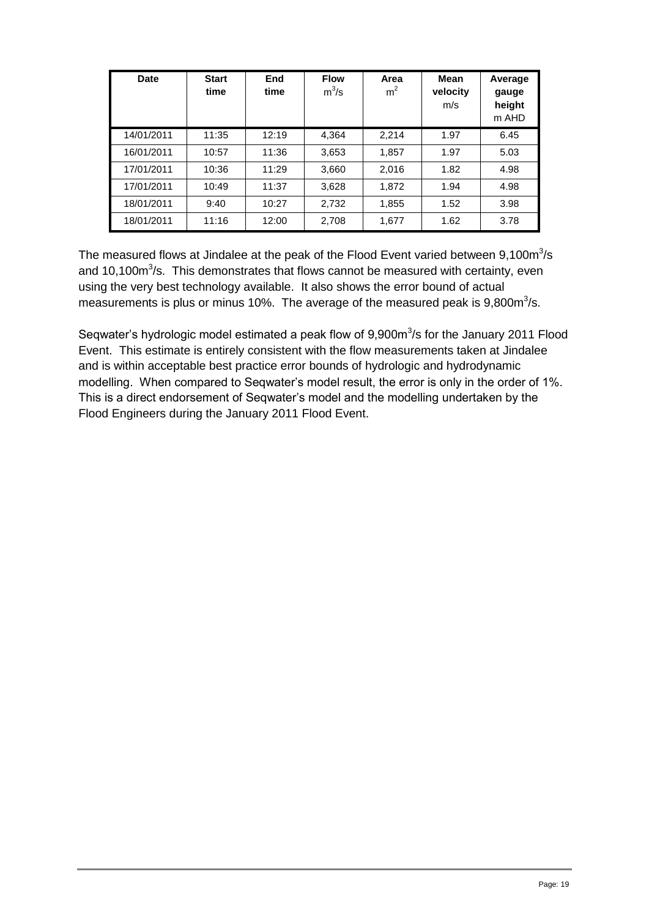| Date | Start time | End time | Flow $m^3/s$ | Area $m^2$ | Mean velocity m/s | Average gauge height m AHD |
|---|---|---|---|---|---|---|
| 14/01/2011 | 11:35 | 12:19 | 4,364 | 2,214 | 1.97 | 6.45 |
| 16/01/2011 | 10:57 | 11:36 | 3,653 | 1,857 | 1.97 | 5.03 |
| 17/01/2011 | 10:36 | 11:29 | 3,660 | 2,016 | 1.82 | 4.98 |
| 17/01/2011 | 10:49 | 11:37 | 3,628 | 1,872 | 1.94 | 4.98 |
| 18/01/2011 | 9:40 | 10:27 | 2,732 | 1,855 | 1.52 | 3.98 |
| 18/01/2011 | 11:16 | 12:00 | 2,708 | 1,677 | 1.62 | 3.78 |

The measured flows at Jindalee at the peak of the Flood Event varied between 9,100$m^3$/s and 10,100$m^3$/s. This demonstrates that flows cannot be measured with certainty, even using the very best technology available. It also shows the error bound of actual measurements is plus or minus 10%. The average of the measured peak is 9,800$m^3$/s.

Seqwater's hydrologic model estimated a peak flow of 9,900$m^3$/s for the January 2011 Flood Event. This estimate is entirely consistent with the flow measurements taken at Jindalee and is within acceptable best practice error bounds of hydrologic and hydrodynamic modelling. When compared to Seqwater's model result, the error is only in the order of 1%. This is a direct endorsement of Seqwater's model and the modelling undertaken by the Flood Engineers during the January 2011 Flood Event.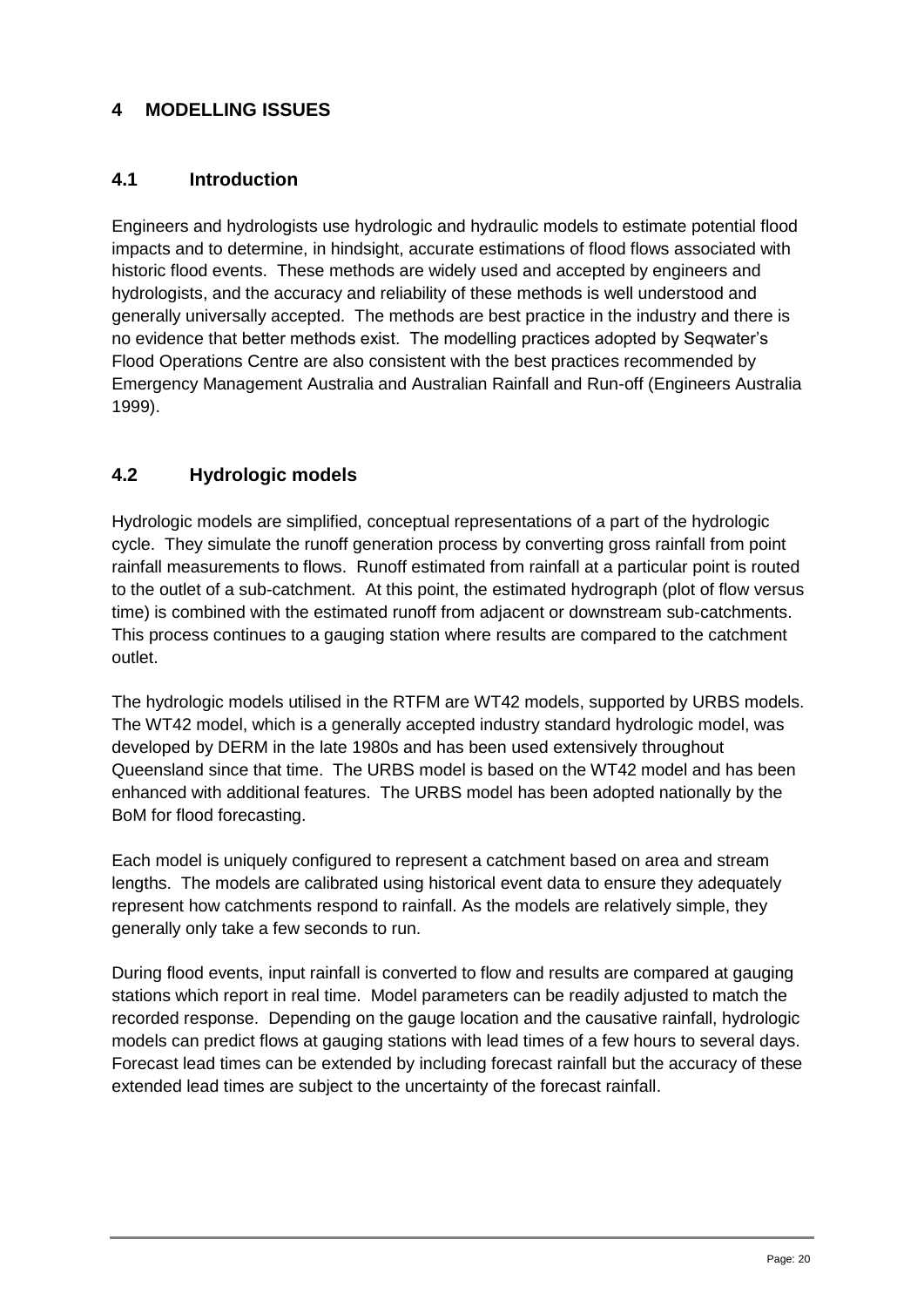# 4 MODELLING ISSUES

## 4.1 Introduction

Engineers and hydrologists use hydrologic and hydraulic models to estimate potential flood impacts and to determine, in hindsight, accurate estimations of flood flows associated with historic flood events. These methods are widely used and accepted by engineers and hydrologists, and the accuracy and reliability of these methods is well understood and generally universally accepted. The methods are best practice in the industry and there is no evidence that better methods exist. The modelling practices adopted by Seqwater's Flood Operations Centre are also consistent with the best practices recommended by Emergency Management Australia and Australian Rainfall and Run-off (Engineers Australia 1999).

## 4.2 Hydrologic models

Hydrologic models are simplified, conceptual representations of a part of the hydrologic cycle. They simulate the runoff generation process by converting gross rainfall from point rainfall measurements to flows. Runoff estimated from rainfall at a particular point is routed to the outlet of a sub-catchment. At this point, the estimated hydrograph (plot of flow versus time) is combined with the estimated runoff from adjacent or downstream sub-catchments. This process continues to a gauging station where results are compared to the catchment outlet.

The hydrologic models utilised in the RTFM are WT42 models, supported by URBS models. The WT42 model, which is a generally accepted industry standard hydrologic model, was developed by DERM in the late 1980s and has been used extensively throughout Queensland since that time. The URBS model is based on the WT42 model and has been enhanced with additional features. The URBS model has been adopted nationally by the BoM for flood forecasting.

Each model is uniquely configured to represent a catchment based on area and stream lengths. The models are calibrated using historical event data to ensure they adequately represent how catchments respond to rainfall. As the models are relatively simple, they generally only take a few seconds to run.

During flood events, input rainfall is converted to flow and results are compared at gauging stations which report in real time. Model parameters can be readily adjusted to match the recorded response. Depending on the gauge location and the causative rainfall, hydrologic models can predict flows at gauging stations with lead times of a few hours to several days. Forecast lead times can be extended by including forecast rainfall but the accuracy of these extended lead times are subject to the uncertainty of the forecast rainfall.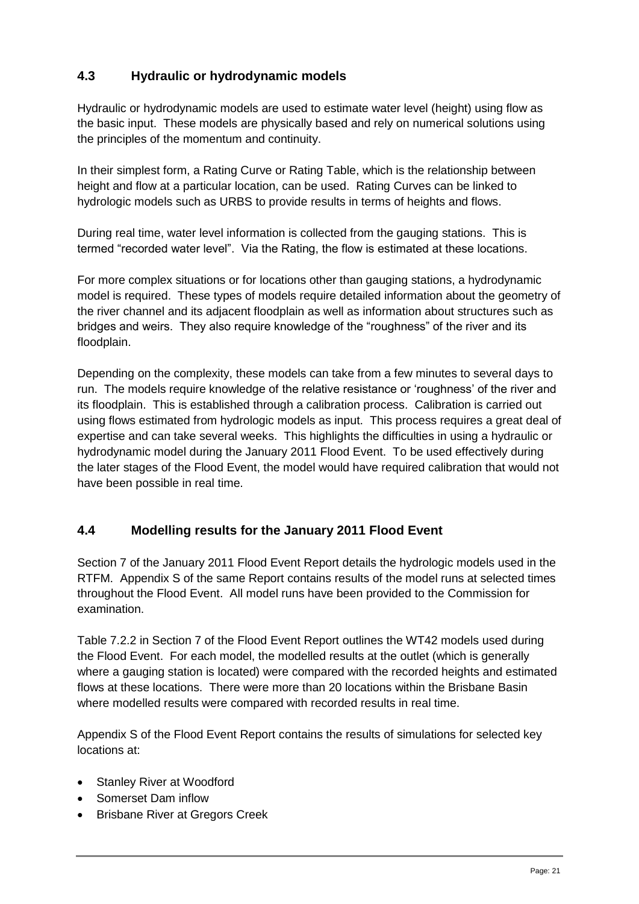## 4.3 Hydraulic or hydrodynamic models

Hydraulic or hydrodynamic models are used to estimate water level (height) using flow as the basic input. These models are physically based and rely on numerical solutions using the principles of the momentum and continuity.

In their simplest form, a Rating Curve or Rating Table, which is the relationship between height and flow at a particular location, can be used. Rating Curves can be linked to hydrologic models such as URBS to provide results in terms of heights and flows.

During real time, water level information is collected from the gauging stations. This is termed "recorded water level". Via the Rating, the flow is estimated at these locations.

For more complex situations or for locations other than gauging stations, a hydrodynamic model is required. These types of models require detailed information about the geometry of the river channel and its adjacent floodplain as well as information about structures such as bridges and weirs. They also require knowledge of the "roughness" of the river and its floodplain.

Depending on the complexity, these models can take from a few minutes to several days to run. The models require knowledge of the relative resistance or 'roughness' of the river and its floodplain. This is established through a calibration process. Calibration is carried out using flows estimated from hydrologic models as input. This process requires a great deal of expertise and can take several weeks. This highlights the difficulties in using a hydraulic or hydrodynamic model during the January 2011 Flood Event. To be used effectively during the later stages of the Flood Event, the model would have required calibration that would not have been possible in real time.

## 4.4 Modelling results for the January 2011 Flood Event

Section 7 of the January 2011 Flood Event Report details the hydrologic models used in the RTFM. Appendix S of the same Report contains results of the model runs at selected times throughout the Flood Event. All model runs have been provided to the Commission for examination.

Table 7.2.2 in Section 7 of the Flood Event Report outlines the WT42 models used during the Flood Event. For each model, the modelled results at the outlet (which is generally where a gauging station is located) were compared with the recorded heights and estimated flows at these locations. There were more than 20 locations within the Brisbane Basin where modelled results were compared with recorded results in real time.

Appendix S of the Flood Event Report contains the results of simulations for selected key locations at:

- Stanley River at Woodford
- Somerset Dam inflow
- Brisbane River at Gregors Creek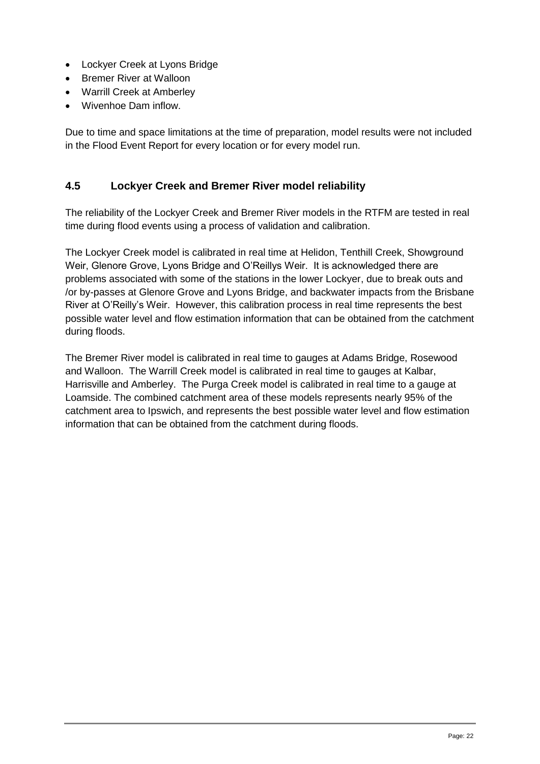- Lockyer Creek at Lyons Bridge
- Bremer River at Walloon
- Warrill Creek at Amberley
- Wivenhoe Dam inflow.

Due to time and space limitations at the time of preparation, model results were not included in the Flood Event Report for every location or for every model run.

## 4.5 Lockyer Creek and Bremer River model reliability

The reliability of the Lockyer Creek and Bremer River models in the RTFM are tested in real time during flood events using a process of validation and calibration.

The Lockyer Creek model is calibrated in real time at Helidon, Tenthill Creek, Showground Weir, Glenore Grove, Lyons Bridge and O'Reillys Weir. It is acknowledged there are problems associated with some of the stations in the lower Lockyer, due to break outs and /or by-passes at Glenore Grove and Lyons Bridge, and backwater impacts from the Brisbane River at O'Reilly's Weir. However, this calibration process in real time represents the best possible water level and flow estimation information that can be obtained from the catchment during floods.

The Bremer River model is calibrated in real time to gauges at Adams Bridge, Rosewood and Walloon. The Warrill Creek model is calibrated in real time to gauges at Kalbar, Harrisville and Amberley. The Purga Creek model is calibrated in real time to a gauge at Loamside. The combined catchment area of these models represents nearly 95% of the catchment area to Ipswich, and represents the best possible water level and flow estimation information that can be obtained from the catchment during floods.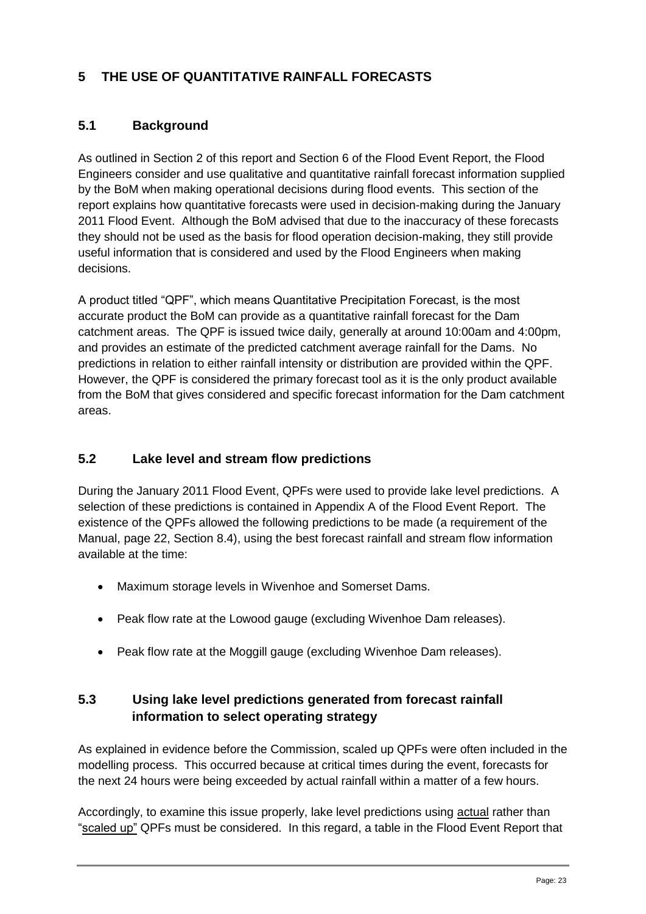# 5 THE USE OF QUANTITATIVE RAINFALL FORECASTS

## 5.1 Background

As outlined in Section 2 of this report and Section 6 of the Flood Event Report, the Flood Engineers consider and use qualitative and quantitative rainfall forecast information supplied by the BoM when making operational decisions during flood events. This section of the report explains how quantitative forecasts were used in decision-making during the January 2011 Flood Event. Although the BoM advised that due to the inaccuracy of these forecasts they should not be used as the basis for flood operation decision-making, they still provide useful information that is considered and used by the Flood Engineers when making decisions.

A product titled "QPF", which means Quantitative Precipitation Forecast, is the most accurate product the BoM can provide as a quantitative rainfall forecast for the Dam catchment areas. The QPF is issued twice daily, generally at around 10:00am and 4:00pm, and provides an estimate of the predicted catchment average rainfall for the Dams. No predictions in relation to either rainfall intensity or distribution are provided within the QPF. However, the QPF is considered the primary forecast tool as it is the only product available from the BoM that gives considered and specific forecast information for the Dam catchment areas.

## 5.2 Lake level and stream flow predictions

During the January 2011 Flood Event, QPFs were used to provide lake level predictions. A selection of these predictions is contained in Appendix A of the Flood Event Report. The existence of the QPFs allowed the following predictions to be made (a requirement of the Manual, page 22, Section 8.4), using the best forecast rainfall and stream flow information available at the time:

- Maximum storage levels in Wivenhoe and Somerset Dams.
- Peak flow rate at the Lowood gauge (excluding Wivenhoe Dam releases).
- Peak flow rate at the Moggill gauge (excluding Wivenhoe Dam releases).

## 5.3 Using lake level predictions generated from forecast rainfall information to select operating strategy

As explained in evidence before the Commission, scaled up QPFs were often included in the modelling process. This occurred because at critical times during the event, forecasts for the next 24 hours were being exceeded by actual rainfall within a matter of a few hours.

Accordingly, to examine this issue properly, lake level predictions using actual rather than "scaled up" QPFs must be considered. In this regard, a table in the Flood Event Report that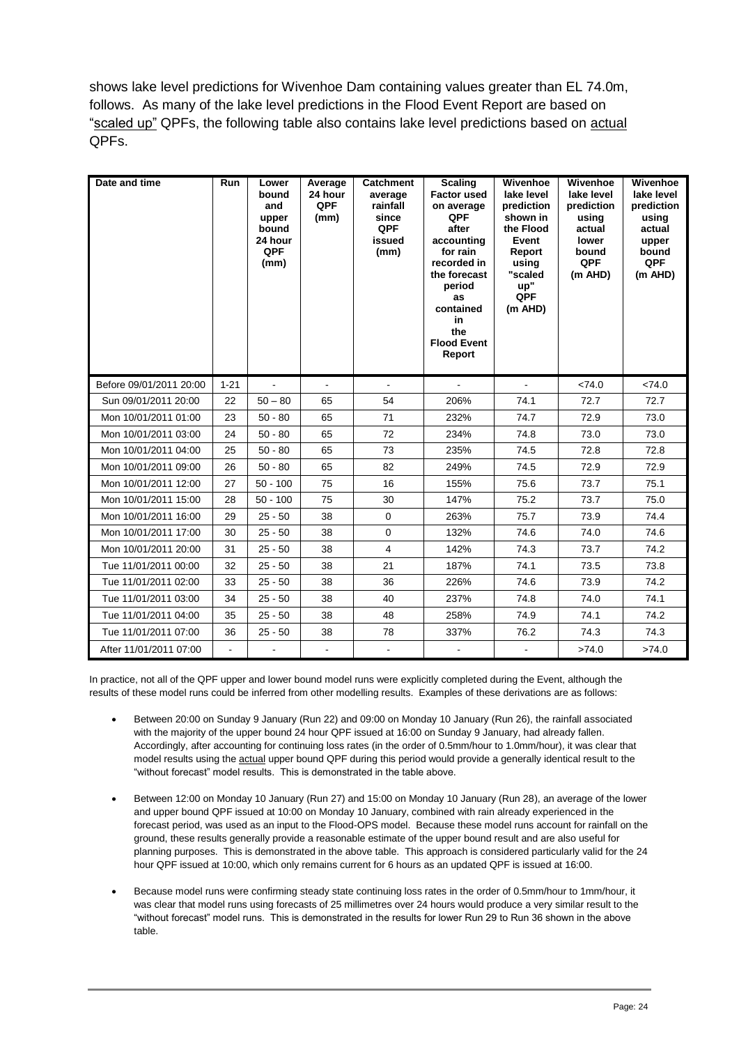shows lake level predictions for Wivenhoe Dam containing values greater than EL 74.0m, follows. As many of the lake level predictions in the Flood Event Report are based on "scaled up" QPFs, the following table also contains lake level predictions based on actual QPFs.

| Date and time | Run | Lower bound and upper bound 24 hour QPF (mm) | Average 24 hour QPF (mm) | Catchment average rainfall since QPF issued (mm) | Scaling Factor used on average QPF after accounting for rain recorded in the forecast period as contained in the Flood Event Report | Wivenhoe lake level prediction shown in the Flood Event Report using "scaled up" QPF (m AHD) | Wivenhoe lake level prediction using actual lower bound QPF (m AHD) | Wivenhoe lake level prediction using actual upper bound QPF (m AHD) |
|---|---|---|---|---|---|---|---|---|
| Before 09/01/2011 20:00 | 1-21 | - | - | - | - | - | <74.0 | <74.0 |
| Sun 09/01/2011 20:00 | 22 | 50 – 80 | 65 | 54 | 206% | 74.1 | 72.7 | 72.7 |
| Mon 10/01/2011 01:00 | 23 | 50 - 80 | 65 | 71 | 232% | 74.7 | 72.9 | 73.0 |
| Mon 10/01/2011 03:00 | 24 | 50 - 80 | 65 | 72 | 234% | 74.8 | 73.0 | 73.0 |
| Mon 10/01/2011 04:00 | 25 | 50 - 80 | 65 | 73 | 235% | 74.5 | 72.8 | 72.8 |
| Mon 10/01/2011 09:00 | 26 | 50 - 80 | 65 | 82 | 249% | 74.5 | 72.9 | 72.9 |
| Mon 10/01/2011 12:00 | 27 | 50 - 100 | 75 | 16 | 155% | 75.6 | 73.7 | 75.1 |
| Mon 10/01/2011 15:00 | 28 | 50 - 100 | 75 | 30 | 147% | 75.2 | 73.7 | 75.0 |
| Mon 10/01/2011 16:00 | 29 | 25 - 50 | 38 | 0 | 263% | 75.7 | 73.9 | 74.4 |
| Mon 10/01/2011 17:00 | 30 | 25 - 50 | 38 | 0 | 132% | 74.6 | 74.0 | 74.6 |
| Mon 10/01/2011 20:00 | 31 | 25 - 50 | 38 | 4 | 142% | 74.3 | 73.7 | 74.2 |
| Tue 11/01/2011 00:00 | 32 | 25 - 50 | 38 | 21 | 187% | 74.1 | 73.5 | 73.8 |
| Tue 11/01/2011 02:00 | 33 | 25 - 50 | 38 | 36 | 226% | 74.6 | 73.9 | 74.2 |
| Tue 11/01/2011 03:00 | 34 | 25 - 50 | 38 | 40 | 237% | 74.8 | 74.0 | 74.1 |
| Tue 11/01/2011 04:00 | 35 | 25 - 50 | 38 | 48 | 258% | 74.9 | 74.1 | 74.2 |
| Tue 11/01/2011 07:00 | 36 | 25 - 50 | 38 | 78 | 337% | 76.2 | 74.3 | 74.3 |
| After 11/01/2011 07:00 | - | - | - | - | - | - | >74.0 | >74.0 |

In practice, not all of the QPF upper and lower bound model runs were explicitly completed during the Event, although the results of these model runs could be inferred from other modelling results. Examples of these derivations are as follows:

- Between 20:00 on Sunday 9 January (Run 22) and 09:00 on Monday 10 January (Run 26), the rainfall associated with the majority of the upper bound 24 hour QPF issued at 16:00 on Sunday 9 January, had already fallen. Accordingly, after accounting for continuing loss rates (in the order of 0.5mm/hour to 1.0mm/hour), it was clear that model results using the actual upper bound QPF during this period would provide a generally identical result to the "without forecast" model results. This is demonstrated in the table above.
- Between 12:00 on Monday 10 January (Run 27) and 15:00 on Monday 10 January (Run 28), an average of the lower and upper bound QPF issued at 10:00 on Monday 10 January, combined with rain already experienced in the forecast period, was used as an input to the Flood-OPS model. Because these model runs account for rainfall on the ground, these results generally provide a reasonable estimate of the upper bound result and are also useful for planning purposes. This is demonstrated in the above table. This approach is considered particularly valid for the 24 hour QPF issued at 10:00, which only remains current for 6 hours as an updated QPF is issued at 16:00.
- Because model runs were confirming steady state continuing loss rates in the order of 0.5mm/hour to 1mm/hour, it was clear that model runs using forecasts of 25 millimetres over 24 hours would produce a very similar result to the "without forecast" model runs. This is demonstrated in the results for lower Run 29 to Run 36 shown in the above table.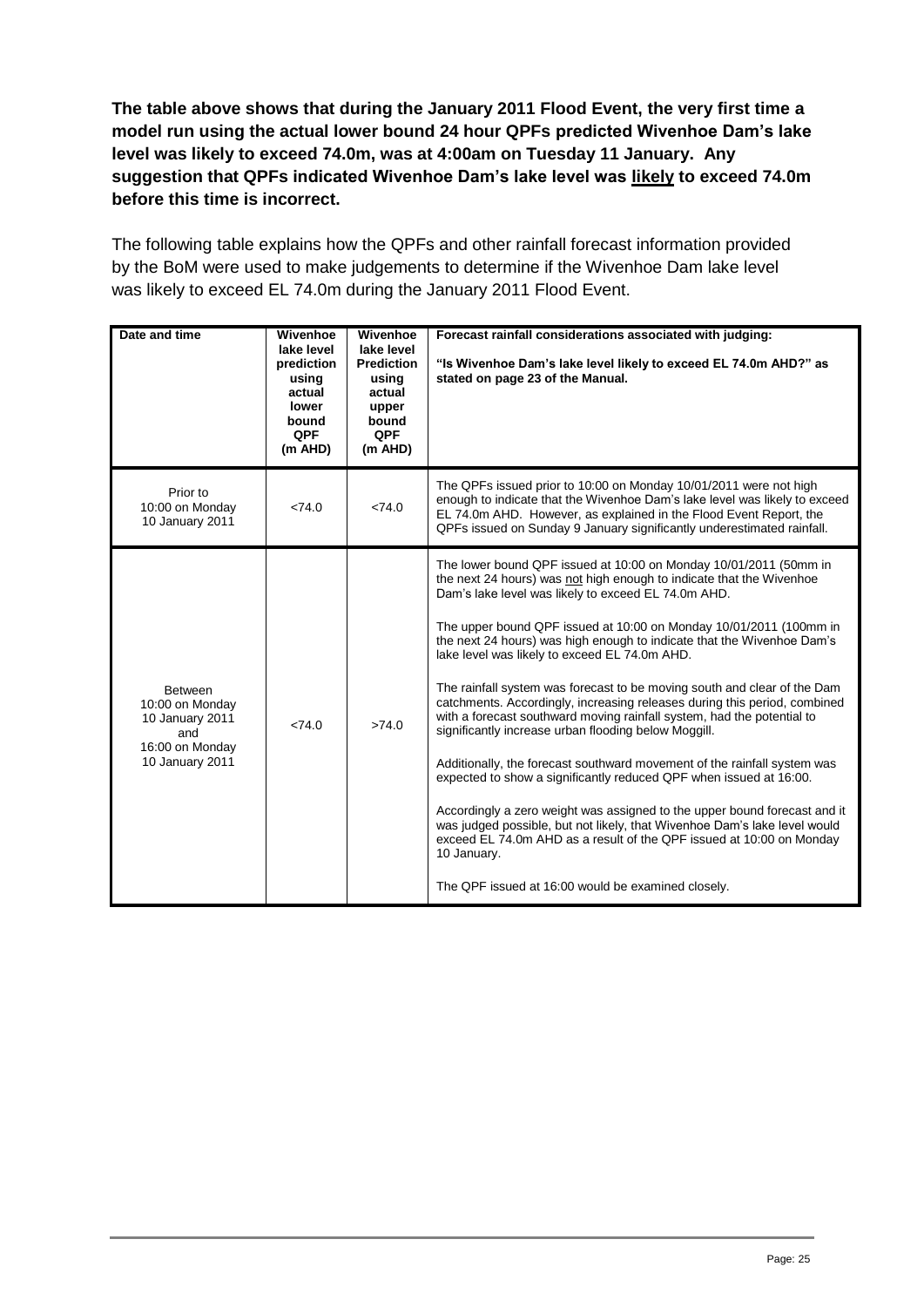**The table above shows that during the January 2011 Flood Event, the very first time a model run using the actual lower bound 24 hour QPFs predicted Wivenhoe Dam's lake level was likely to exceed 74.0m, was at 4:00am on Tuesday 11 January. Any suggestion that QPFs indicated Wivenhoe Dam's lake level was <u>likely</u> to exceed 74.0m before this time is incorrect.**

The following table explains how the QPFs and other rainfall forecast information provided by the BoM were used to make judgements to determine if the Wivenhoe Dam lake level was likely to exceed EL 74.0m during the January 2011 Flood Event.

| **Date and time** | **Wivenhoe lake level prediction using actual lower bound QPF (m AHD)** | **Wivenhoe lake level Prediction using actual upper bound QPF (m AHD)** | **Forecast rainfall considerations associated with judging: "Is Wivenhoe Dam's lake level likely to exceed EL 74.0m AHD?" as stated on page 23 of the Manual.** |
|---|---|---|---|
| Prior to 10:00 on Monday 10 January 2011 | <74.0 | <74.0 | The QPFs issued prior to 10:00 on Monday 10/01/2011 were not high enough to indicate that the Wivenhoe Dam's lake level was likely to exceed EL 74.0m AHD. However, as explained in the Flood Event Report, the QPFs issued on Sunday 9 January significantly underestimated rainfall. |
| Between 10:00 on Monday 10 January 2011 and 16:00 on Monday 10 January 2011 | <74.0 | >74.0 | The lower bound QPF issued at 10:00 on Monday 10/01/2011 (50mm in the next 24 hours) was <u>not</u> high enough to indicate that the Wivenhoe Dam's lake level was likely to exceed EL 74.0m AHD.<br><br>The upper bound QPF issued at 10:00 on Monday 10/01/2011 (100mm in the next 24 hours) was high enough to indicate that the Wivenhoe Dam's lake level was likely to exceed EL 74.0m AHD.<br><br>The rainfall system was forecast to be moving south and clear of the Dam catchments. Accordingly, increasing releases during this period, combined with a forecast southward moving rainfall system, had the potential to significantly increase urban flooding below Moggill.<br><br>Additionally, the forecast southward movement of the rainfall system was expected to show a significantly reduced QPF when issued at 16:00.<br><br>Accordingly a zero weight was assigned to the upper bound forecast and it was judged possible, but not likely, that Wivenhoe Dam's lake level would exceed EL 74.0m AHD as a result of the QPF issued at 10:00 on Monday 10 January.<br><br>The QPF issued at 16:00 would be examined closely. |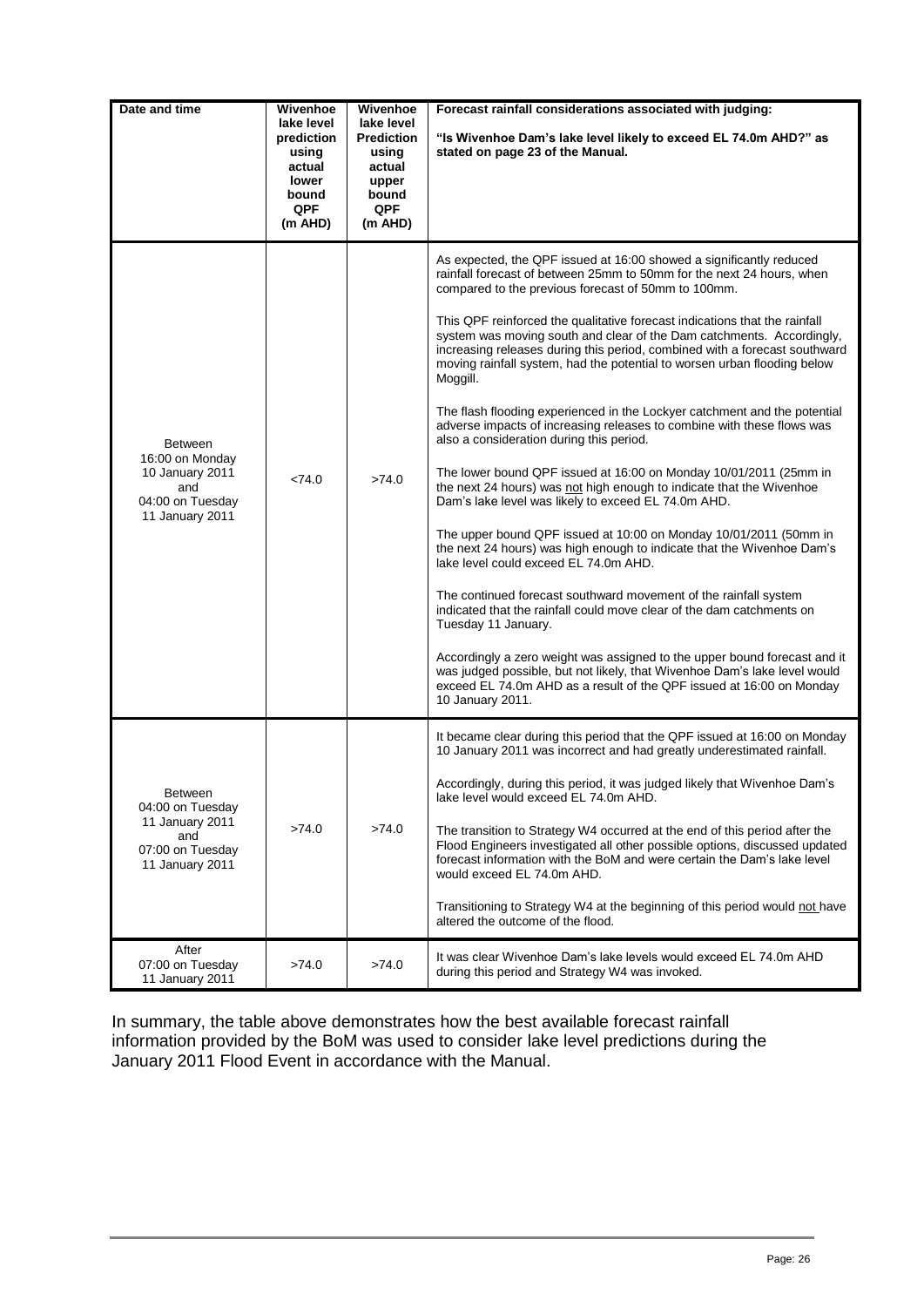| Date and time | Wivenhoe lake level prediction using actual lower bound QPF (m AHD) | Wivenhoe lake level Prediction using actual upper bound QPF (m AHD) | Forecast rainfall considerations associated with judging: **"Is Wivenhoe Dam's lake level likely to exceed EL 74.0m AHD?" as stated on page 23 of the Manual.** |
|---|---|---|---|
| Between 16:00 on Monday 10 January 2011 and 04:00 on Tuesday 11 January 2011 | <74.0 | >74.0 | As expected, the QPF issued at 16:00 showed a significantly reduced rainfall forecast of between 25mm to 50mm for the next 24 hours, when compared to the previous forecast of 50mm to 100mm.<br><br>This QPF reinforced the qualitative forecast indications that the rainfall system was moving south and clear of the Dam catchments. Accordingly, increasing releases during this period, combined with a forecast southward moving rainfall system, had the potential to worsen urban flooding below Moggill.<br><br>The flash flooding experienced in the Lockyer catchment and the potential adverse impacts of increasing releases to combine with these flows was also a consideration during this period.<br><br>The lower bound QPF issued at 16:00 on Monday 10/01/2011 (25mm in the next 24 hours) was not high enough to indicate that the Wivenhoe Dam's lake level was likely to exceed EL 74.0m AHD.<br><br>The upper bound QPF issued at 10:00 on Monday 10/01/2011 (50mm in the next 24 hours) was high enough to indicate that the Wivenhoe Dam's lake level could exceed EL 74.0m AHD.<br><br>The continued forecast southward movement of the rainfall system indicated that the rainfall could move clear of the dam catchments on Tuesday 11 January.<br><br>Accordingly a zero weight was assigned to the upper bound forecast and it was judged possible, but not likely, that Wivenhoe Dam's lake level would exceed EL 74.0m AHD as a result of the QPF issued at 16:00 on Monday 10 January 2011. |
| Between 04:00 on Tuesday 11 January 2011 and 07:00 on Tuesday 11 January 2011 | >74.0 | >74.0 | It became clear during this period that the QPF issued at 16:00 on Monday 10 January 2011 was incorrect and had greatly underestimated rainfall.<br><br>Accordingly, during this period, it was judged likely that Wivenhoe Dam's lake level would exceed EL 74.0m AHD.<br><br>The transition to Strategy W4 occurred at the end of this period after the Flood Engineers investigated all other possible options, discussed updated forecast information with the BoM and were certain the Dam's lake level would exceed EL 74.0m AHD.<br><br>Transitioning to Strategy W4 at the beginning of this period would not have altered the outcome of the flood. |
| After 07:00 on Tuesday 11 January 2011 | >74.0 | >74.0 | It was clear Wivenhoe Dam's lake levels would exceed EL 74.0m AHD during this period and Strategy W4 was invoked. |

In summary, the table above demonstrates how the best available forecast rainfall information provided by the BoM was used to consider lake level predictions during the January 2011 Flood Event in accordance with the Manual.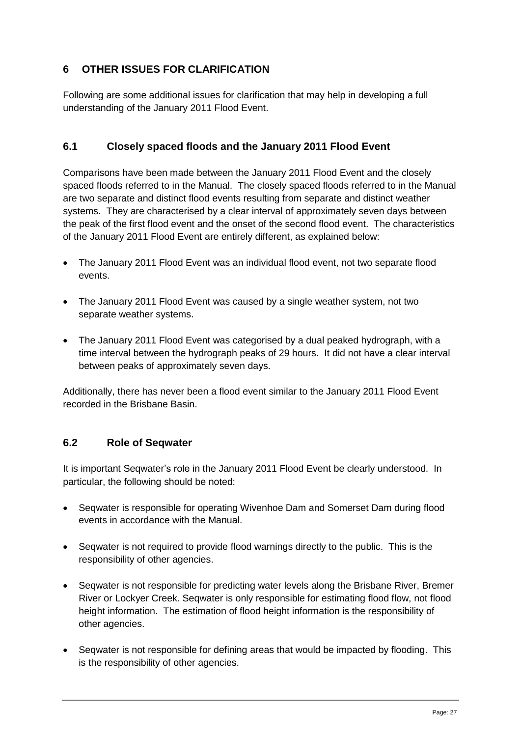## 6 OTHER ISSUES FOR CLARIFICATION

Following are some additional issues for clarification that may help in developing a full understanding of the January 2011 Flood Event.

### 6.1 Closely spaced floods and the January 2011 Flood Event

Comparisons have been made between the January 2011 Flood Event and the closely spaced floods referred to in the Manual. The closely spaced floods referred to in the Manual are two separate and distinct flood events resulting from separate and distinct weather systems. They are characterised by a clear interval of approximately seven days between the peak of the first flood event and the onset of the second flood event. The characteristics of the January 2011 Flood Event are entirely different, as explained below:

- The January 2011 Flood Event was an individual flood event, not two separate flood events.
- The January 2011 Flood Event was caused by a single weather system, not two separate weather systems.
- The January 2011 Flood Event was categorised by a dual peaked hydrograph, with a time interval between the hydrograph peaks of 29 hours. It did not have a clear interval between peaks of approximately seven days.

Additionally, there has never been a flood event similar to the January 2011 Flood Event recorded in the Brisbane Basin.

### 6.2 Role of Seqwater

It is important Seqwater's role in the January 2011 Flood Event be clearly understood. In particular, the following should be noted:

- Seqwater is responsible for operating Wivenhoe Dam and Somerset Dam during flood events in accordance with the Manual.
- Seqwater is not required to provide flood warnings directly to the public. This is the responsibility of other agencies.
- Seqwater is not responsible for predicting water levels along the Brisbane River, Bremer River or Lockyer Creek. Seqwater is only responsible for estimating flood flow, not flood height information. The estimation of flood height information is the responsibility of other agencies.
- Seqwater is not responsible for defining areas that would be impacted by flooding. This is the responsibility of other agencies.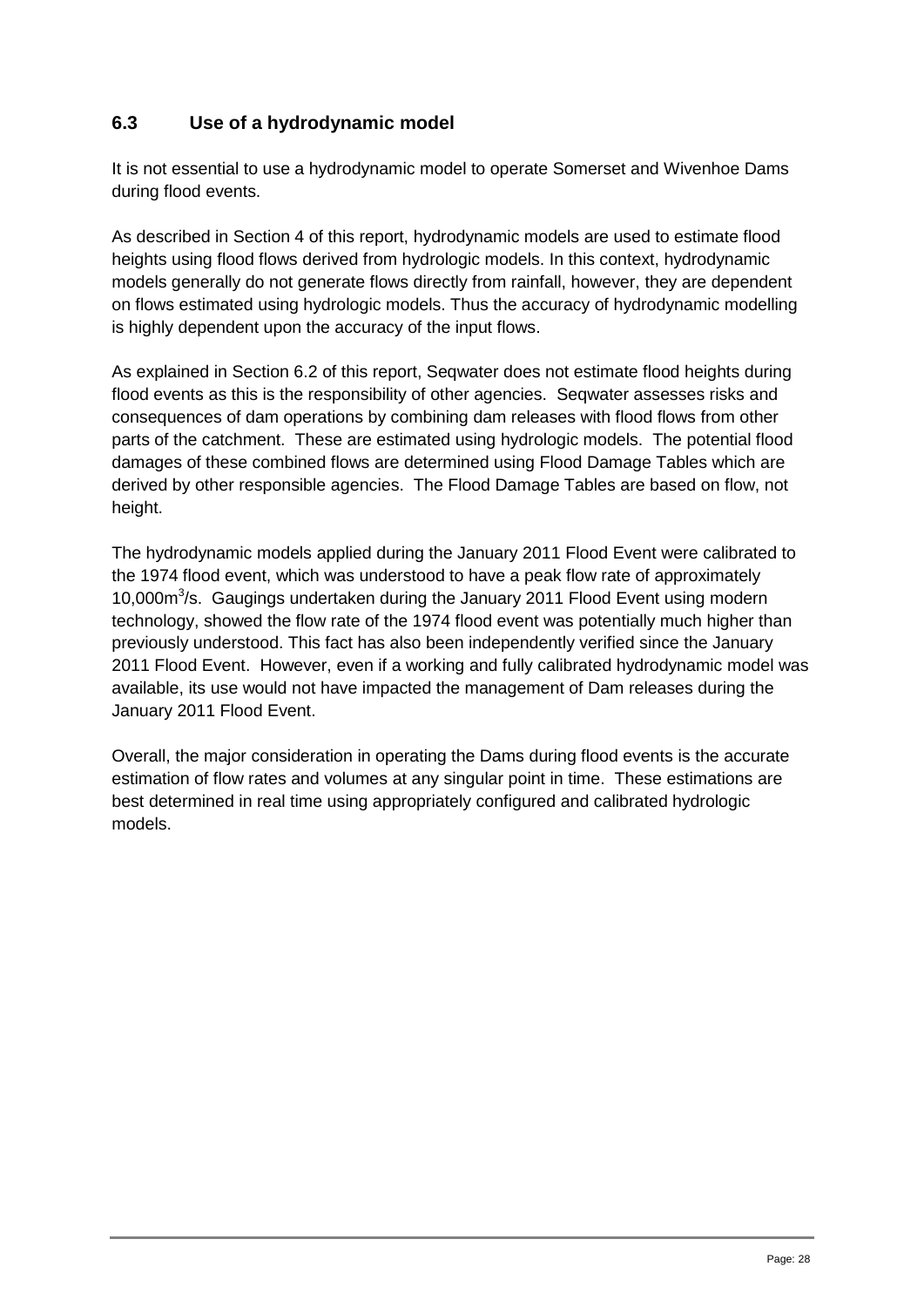## 6.3 Use of a hydrodynamic model

It is not essential to use a hydrodynamic model to operate Somerset and Wivenhoe Dams during flood events.

As described in Section 4 of this report, hydrodynamic models are used to estimate flood heights using flood flows derived from hydrologic models. In this context, hydrodynamic models generally do not generate flows directly from rainfall, however, they are dependent on flows estimated using hydrologic models. Thus the accuracy of hydrodynamic modelling is highly dependent upon the accuracy of the input flows.

As explained in Section 6.2 of this report, Seqwater does not estimate flood heights during flood events as this is the responsibility of other agencies. Seqwater assesses risks and consequences of dam operations by combining dam releases with flood flows from other parts of the catchment. These are estimated using hydrologic models. The potential flood damages of these combined flows are determined using Flood Damage Tables which are derived by other responsible agencies. The Flood Damage Tables are based on flow, not height.

The hydrodynamic models applied during the January 2011 Flood Event were calibrated to the 1974 flood event, which was understood to have a peak flow rate of approximately 10,000$m^3$/s. Gaugings undertaken during the January 2011 Flood Event using modern technology, showed the flow rate of the 1974 flood event was potentially much higher than previously understood. This fact has also been independently verified since the January 2011 Flood Event. However, even if a working and fully calibrated hydrodynamic model was available, its use would not have impacted the management of Dam releases during the January 2011 Flood Event.

Overall, the major consideration in operating the Dams during flood events is the accurate estimation of flow rates and volumes at any singular point in time. These estimations are best determined in real time using appropriately configured and calibrated hydrologic models.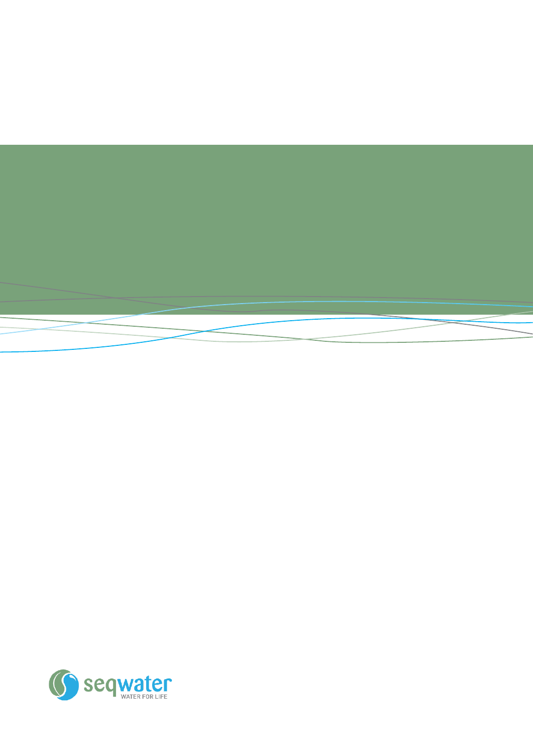seqwater

WATER FOR LIFE